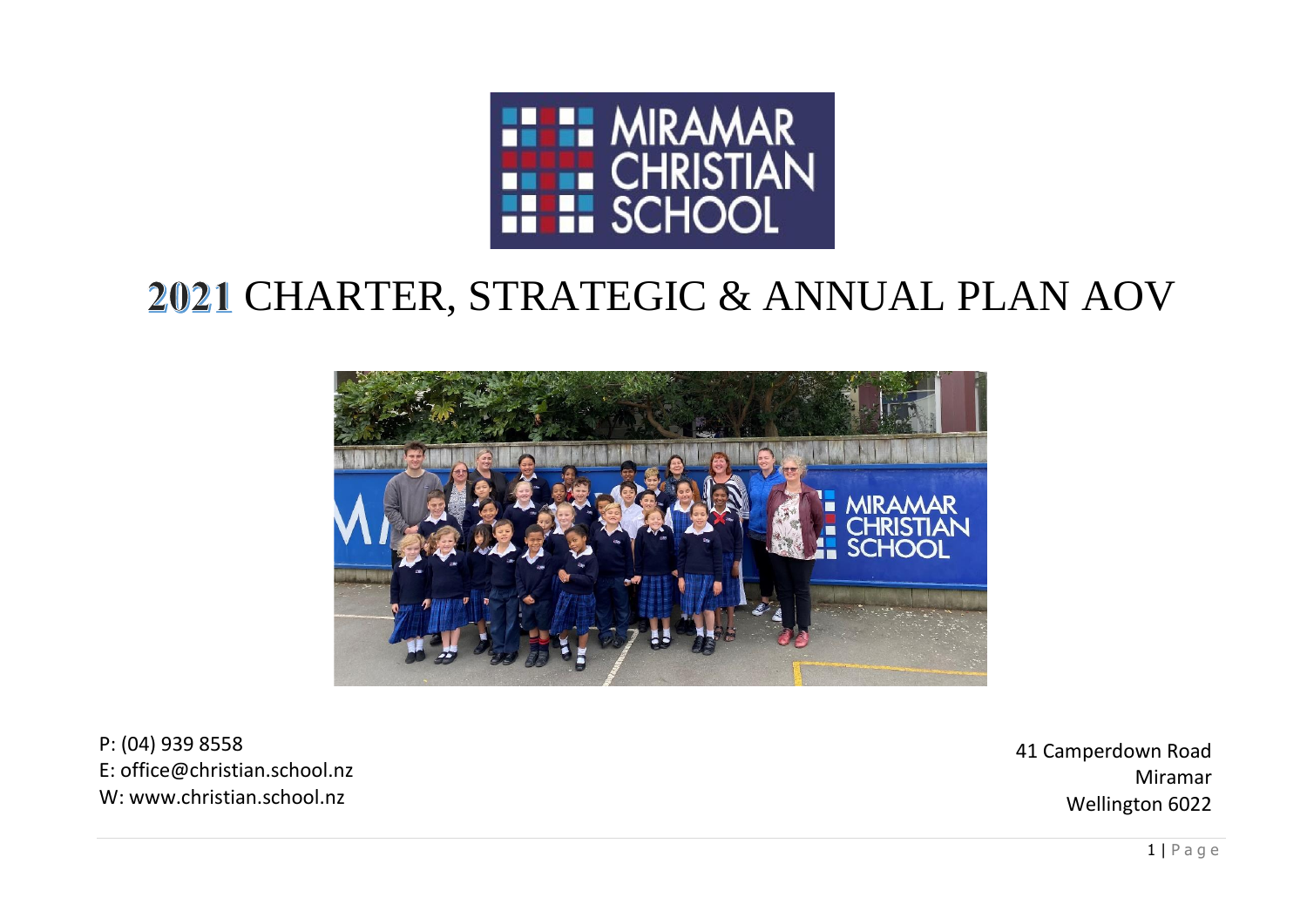# 2021 CHARTER, STRATEGIC & ANNUAL PLAN AOV

P: (04) 939 8558
E: office@christian.school.nz
W: www.christian.school.nz

41 Camperdown Road
Miramar
Wellington 6022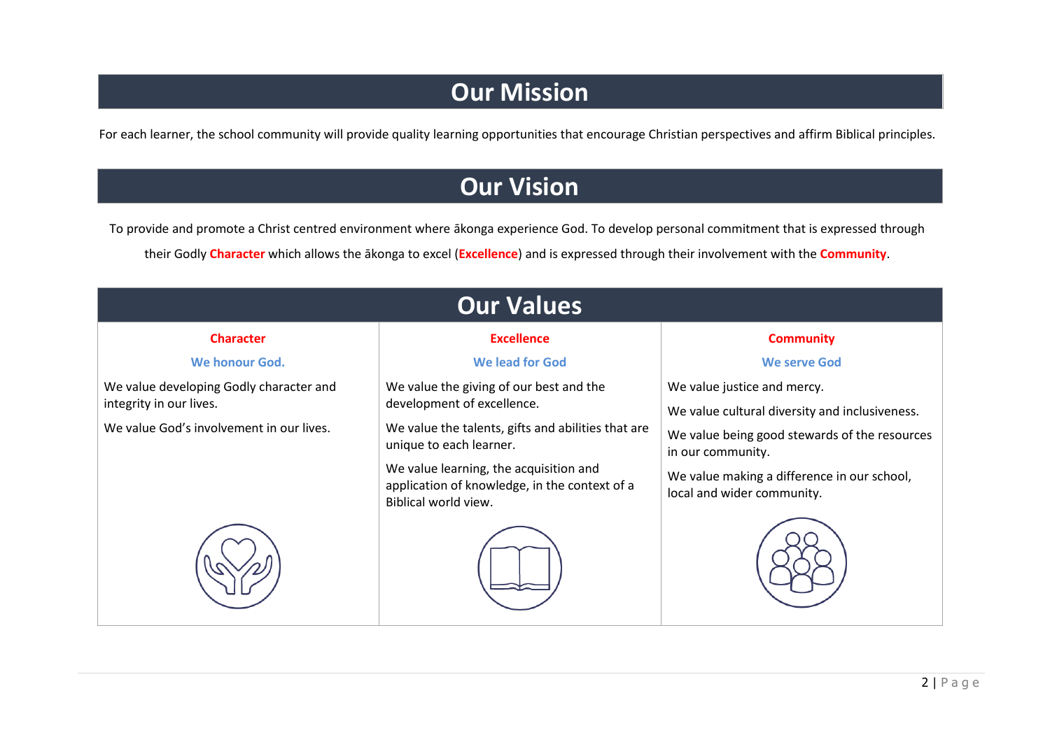# Our Mission

For each learner, the school community will provide quality learning opportunities that encourage Christian perspectives and affirm Biblical principles.

# Our Vision

To provide and promote a Christ centred environment where ākonga experience God. To develop personal commitment that is expressed through their Godly **Character** which allows the ākonga to excel (**Excellence**) and is expressed through their involvement with the **Community**.

# Our Values

| **Character** | **Excellence** | **Community** |
|---|---|---|
| **We honour God.** | **We lead for God** | **We serve God** |
| We value developing Godly character and integrity in our lives.<br><br>We value God's involvement in our lives. | We value the giving of our best and the development of excellence.<br><br>We value the talents, gifts and abilities that are unique to each learner.<br><br>We value learning, the acquisition and application of knowledge, in the context of a Biblical world view. | We value justice and mercy.<br><br>We value cultural diversity and inclusiveness.<br><br>We value being good stewards of the resources in our community.<br><br>We value making a difference in our school, local and wider community. |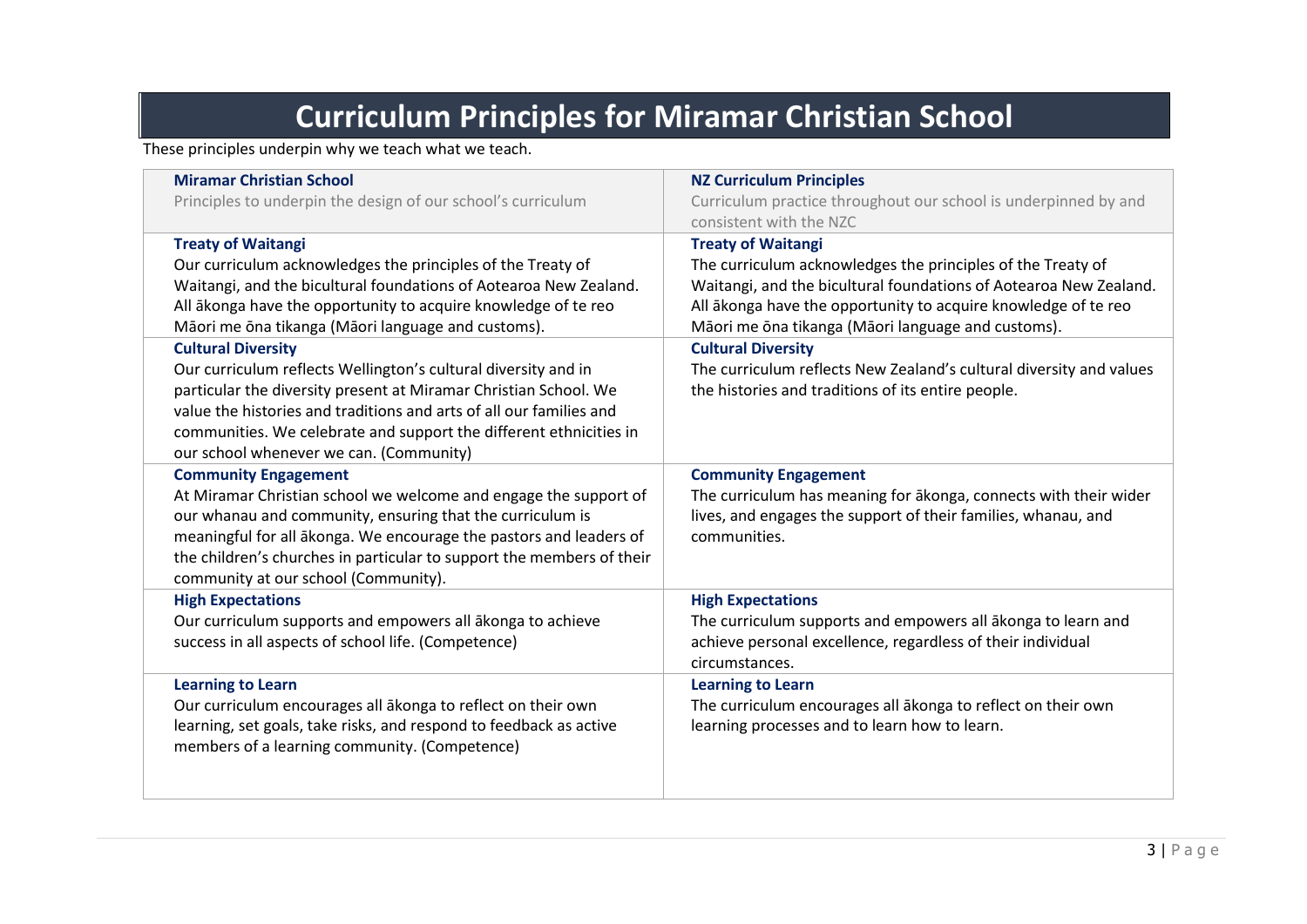# Curriculum Principles for Miramar Christian School

These principles underpin why we teach what we teach.

| **Miramar Christian School**<br>Principles to underpin the design of our school's curriculum | **NZ Curriculum Principles**<br>Curriculum practice throughout our school is underpinned by and consistent with the NZC |
|---|---|
| **Treaty of Waitangi**<br>Our curriculum acknowledges the principles of the Treaty of Waitangi, and the bicultural foundations of Aotearoa New Zealand. All ākonga have the opportunity to acquire knowledge of te reo Māori me ōna tikanga (Māori language and customs). | **Treaty of Waitangi**<br>The curriculum acknowledges the principles of the Treaty of Waitangi, and the bicultural foundations of Aotearoa New Zealand. All ākonga have the opportunity to acquire knowledge of te reo Māori me ōna tikanga (Māori language and customs). |
| **Cultural Diversity**<br>Our curriculum reflects Wellington's cultural diversity and in particular the diversity present at Miramar Christian School. We value the histories and traditions and arts of all our families and communities. We celebrate and support the different ethnicities in our school whenever we can. (Community) | **Cultural Diversity**<br>The curriculum reflects New Zealand's cultural diversity and values the histories and traditions of its entire people. |
| **Community Engagement**<br>At Miramar Christian school we welcome and engage the support of our whanau and community, ensuring that the curriculum is meaningful for all ākonga. We encourage the pastors and leaders of the children's churches in particular to support the members of their community at our school (Community). | **Community Engagement**<br>The curriculum has meaning for ākonga, connects with their wider lives, and engages the support of their families, whanau, and communities. |
| **High Expectations**<br>Our curriculum supports and empowers all ākonga to achieve success in all aspects of school life. (Competence) | **High Expectations**<br>The curriculum supports and empowers all ākonga to learn and achieve personal excellence, regardless of their individual circumstances. |
| **Learning to Learn**<br>Our curriculum encourages all ākonga to reflect on their own learning, set goals, take risks, and respond to feedback as active members of a learning community. (Competence) | **Learning to Learn**<br>The curriculum encourages all ākonga to reflect on their own learning processes and to learn how to learn. |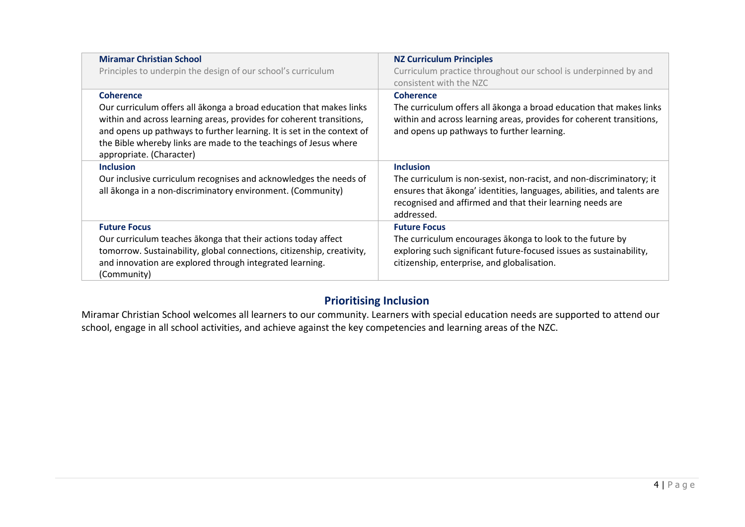| **Miramar Christian School**<br>Principles to underpin the design of our school's curriculum | **NZ Curriculum Principles**<br>Curriculum practice throughout our school is underpinned by and consistent with the NZC |
|---|---|
| **Coherence**<br>Our curriculum offers all ākonga a broad education that makes links within and across learning areas, provides for coherent transitions, and opens up pathways to further learning. It is set in the context of the Bible whereby links are made to the teachings of Jesus where appropriate. (Character) | **Coherence**<br>The curriculum offers all ākonga a broad education that makes links within and across learning areas, provides for coherent transitions, and opens up pathways to further learning. |
| **Inclusion**<br>Our inclusive curriculum recognises and acknowledges the needs of all ākonga in a non-discriminatory environment. (Community) | **Inclusion**<br>The curriculum is non-sexist, non-racist, and non-discriminatory; it ensures that ākonga' identities, languages, abilities, and talents are recognised and affirmed and that their learning needs are addressed. |
| **Future Focus**<br>Our curriculum teaches ākonga that their actions today affect tomorrow. Sustainability, global connections, citizenship, creativity, and innovation are explored through integrated learning. (Community) | **Future Focus**<br>The curriculum encourages ākonga to look to the future by exploring such significant future-focused issues as sustainability, citizenship, enterprise, and globalisation. |

## Prioritising Inclusion

Miramar Christian School welcomes all learners to our community. Learners with special education needs are supported to attend our school, engage in all school activities, and achieve against the key competencies and learning areas of the NZC.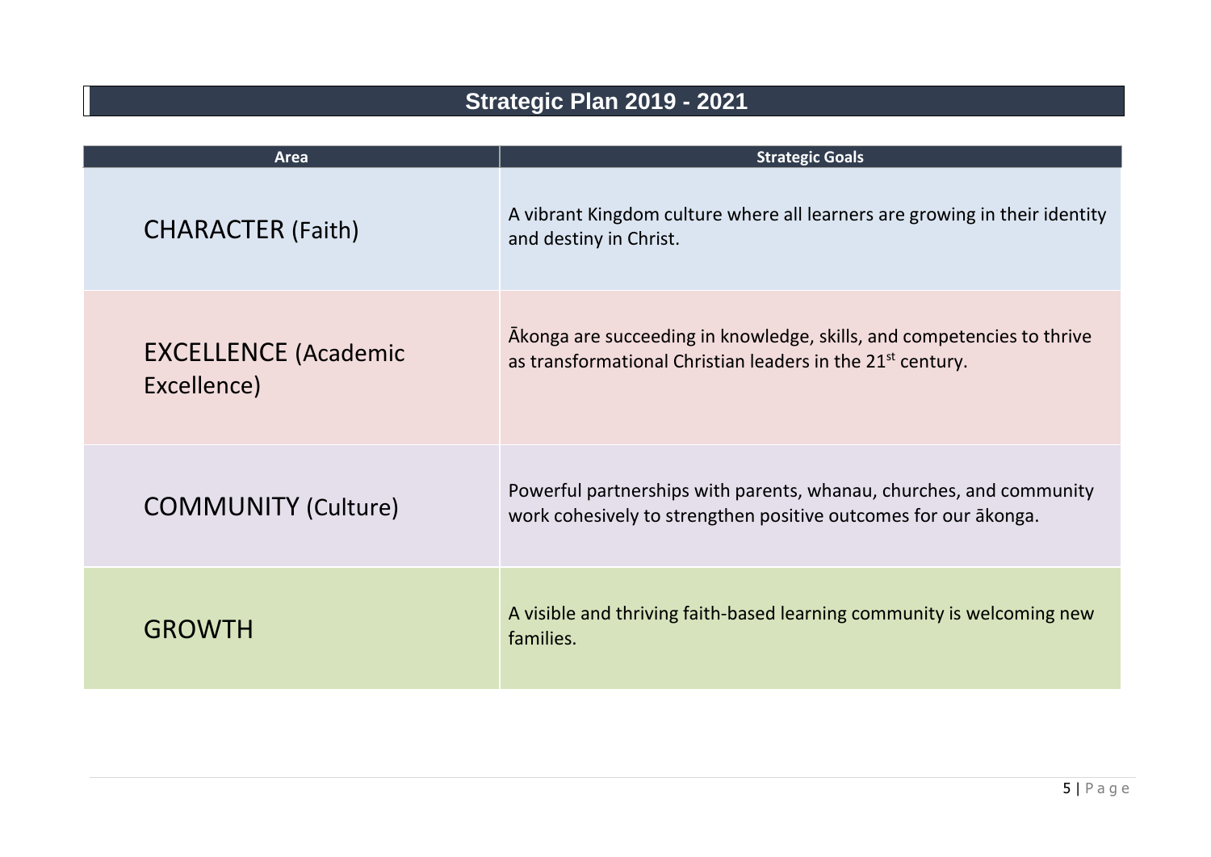## Strategic Plan 2019 - 2021

| Area | Strategic Goals |
| --- | --- |
| CHARACTER (Faith) | A vibrant Kingdom culture where all learners are growing in their identity and destiny in Christ. |
| EXCELLENCE (Academic Excellence) | Ākonga are succeeding in knowledge, skills, and competencies to thrive as transformational Christian leaders in the 21st century. |
| COMMUNITY (Culture) | Powerful partnerships with parents, whanau, churches, and community work cohesively to strengthen positive outcomes for our ākonga. |
| GROWTH | A visible and thriving faith-based learning community is welcoming new families. |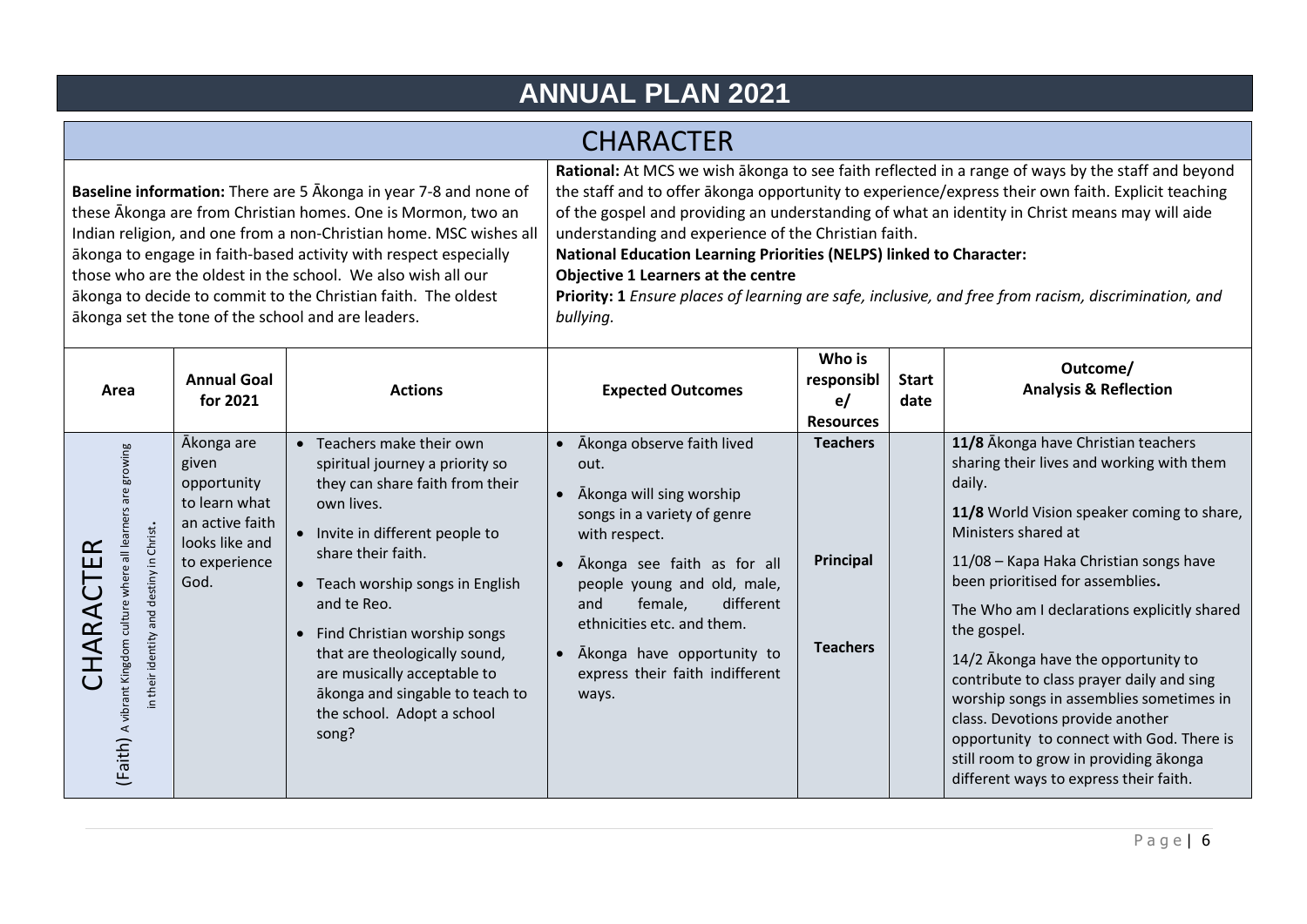# ANNUAL PLAN 2021

## CHARACTER

**Baseline information:** There are 5 Ākonga in year 7-8 and none of these Ākonga are from Christian homes. One is Mormon, two an Indian religion, and one from a non-Christian home. MSC wishes all ākonga to engage in faith-based activity with respect especially those who are the oldest in the school. We also wish all our ākonga to decide to commit to the Christian faith. The oldest ākonga set the tone of the school and are leaders.

**Rational:** At MCS we wish ākonga to see faith reflected in a range of ways by the staff and beyond the staff and to offer ākonga opportunity to experience/express their own faith. Explicit teaching of the gospel and providing an understanding of what an identity in Christ means may will aide understanding and experience of the Christian faith.

**National Education Learning Priorities (NELPS) linked to Character:**

**Objective 1 Learners at the centre**

**Priority: 1** *Ensure places of learning are safe, inclusive, and free from racism, discrimination, and bullying.*

| Area | Annual Goal for 2021 | Actions | Expected Outcomes | Who is responsible/ Resources | Start date | Outcome/ Analysis & Reflection |
|---|---|---|---|---|---|---|
| CHARACTER (Faith) A vibrant Kingdom culture where all learners are growing in their identity and destiny in Christ. | Ākonga are given opportunity to learn what an active faith looks like and to experience God. | • Teachers make their own spiritual journey a priority so they can share faith from their own lives.<br>• Invite in different people to share their faith.<br>• Teach worship songs in English and te Reo.<br>• Find Christian worship songs that are theologically sound, are musically acceptable to ākonga and singable to teach to the school. Adopt a school song? | • Ākonga observe faith lived out.<br>• Ākonga will sing worship songs in a variety of genre with respect.<br>• Ākonga see faith as for all people young and old, male, and female, different ethnicities etc. and them.<br>• Ākonga have opportunity to express their faith indifferent ways. | **Teachers**<br><br>**Principal**<br><br>**Teachers** | | **11/8** Ākonga have Christian teachers sharing their lives and working with them daily.<br>**11/8** World Vision speaker coming to share, Ministers shared at<br>11/08 – Kapa Haka Christian songs have been prioritised for assemblies.<br>The Who am I declarations explicitly shared the gospel.<br>14/2 Ākonga have the opportunity to contribute to class prayer daily and sing worship songs in assemblies sometimes in class. Devotions provide another opportunity to connect with God. There is still room to grow in providing ākonga different ways to express their faith. |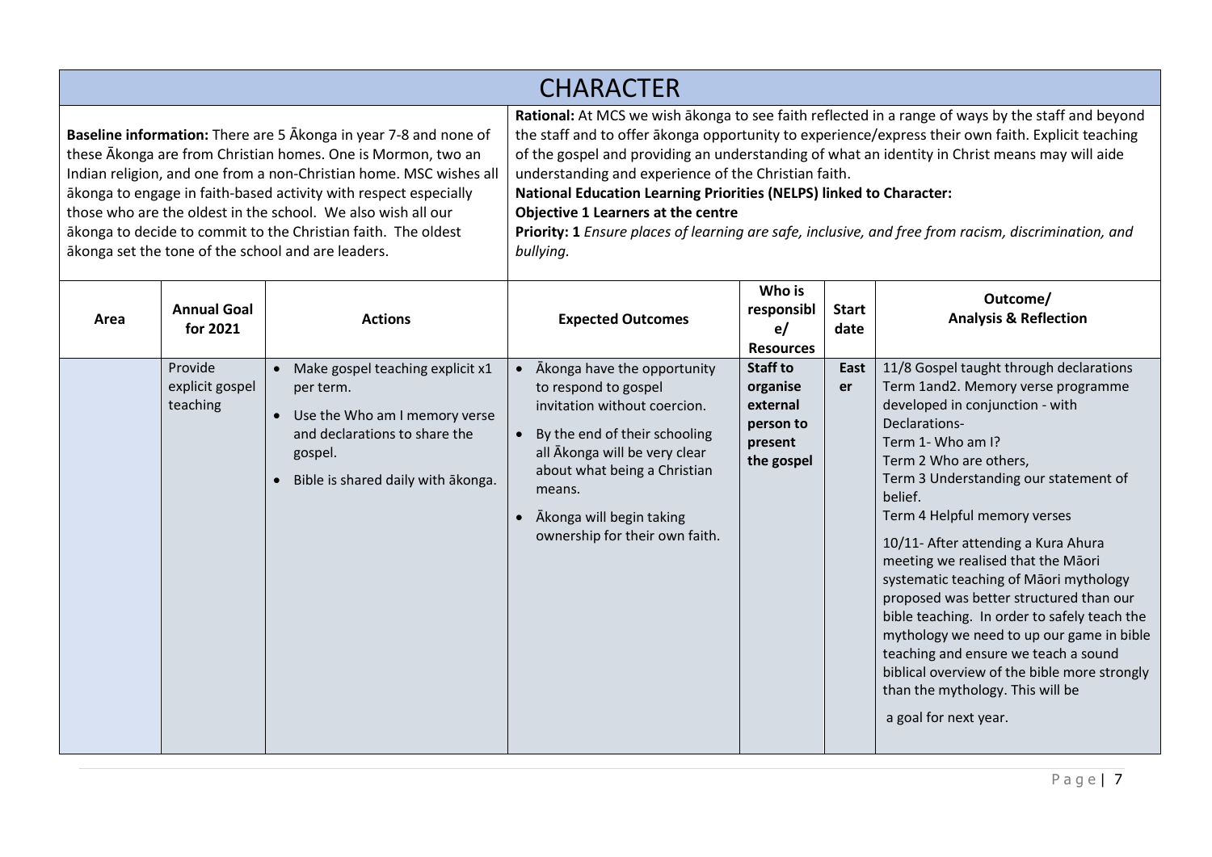# CHARACTER

**Baseline information:** There are 5 Ākonga in year 7-8 and none of these Ākonga are from Christian homes. One is Mormon, two an Indian religion, and one from a non-Christian home. MSC wishes all ākonga to engage in faith-based activity with respect especially those who are the oldest in the school. We also wish all our ākonga to decide to commit to the Christian faith. The oldest ākonga set the tone of the school and are leaders.

**Rational:** At MCS we wish ākonga to see faith reflected in a range of ways by the staff and beyond the staff and to offer ākonga opportunity to experience/express their own faith. Explicit teaching of the gospel and providing an understanding of what an identity in Christ means may will aide understanding and experience of the Christian faith.

**National Education Learning Priorities (NELPS) linked to Character:**

**Objective 1 Learners at the centre**

**Priority: 1** *Ensure places of learning are safe, inclusive, and free from racism, discrimination, and bullying.*

| Area | Annual Goal for 2021 | Actions | Expected Outcomes | Who is responsible/ Resources | Start date | Outcome/ Analysis & Reflection |
|---|---|---|---|---|---|---|
| | Provide explicit gospel teaching | • Make gospel teaching explicit x1 per term.<br>• Use the Who am I memory verse and declarations to share the gospel.<br>• Bible is shared daily with ākonga. | • Ākonga have the opportunity to respond to gospel invitation without coercion.<br>• By the end of their schooling all Ākonga will be very clear about what being a Christian means.<br>• Ākonga will begin taking ownership for their own faith. | **Staff to organise external person to present the gospel** | **Easter** | 11/8 Gospel taught through declarations Term 1and2. Memory verse programme developed in conjunction - with Declarations-<br>Term 1- Who am I?<br>Term 2 Who are others,<br>Term 3 Understanding our statement of belief.<br>Term 4 Helpful memory verses<br><br>10/11- After attending a Kura Ahura meeting we realised that the Māori systematic teaching of Māori mythology proposed was better structured than our bible teaching. In order to safely teach the mythology we need to up our game in bible teaching and ensure we teach a sound biblical overview of the bible more strongly than the mythology. This will be a goal for next year. |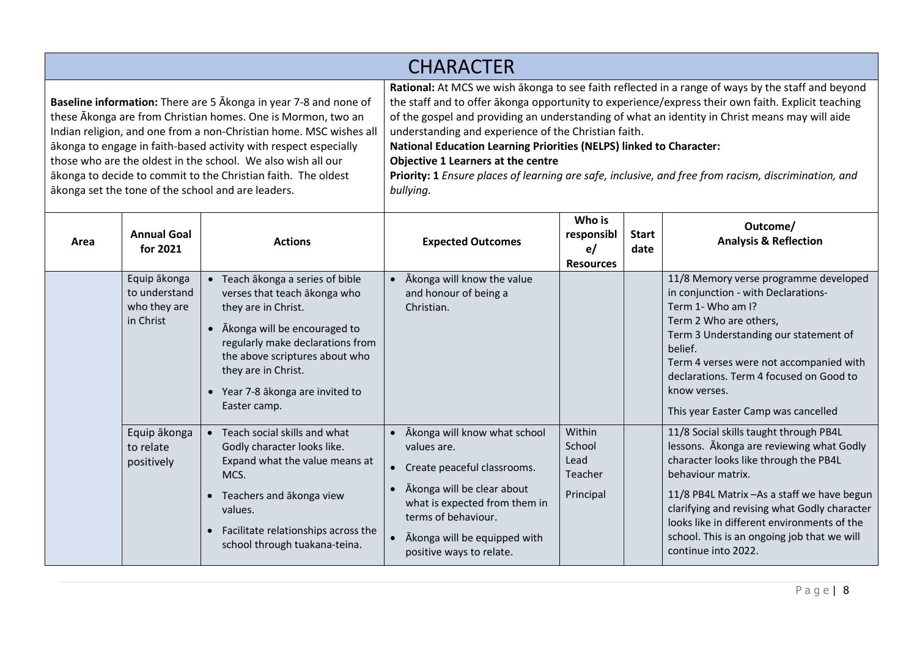# CHARACTER

**Baseline information:** There are 5 Ākonga in year 7-8 and none of these Ākonga are from Christian homes. One is Mormon, two an Indian religion, and one from a non-Christian home. MSC wishes all ākonga to engage in faith-based activity with respect especially those who are the oldest in the school. We also wish all our ākonga to decide to commit to the Christian faith. The oldest ākonga set the tone of the school and are leaders.

**Rational:** At MCS we wish ākonga to see faith reflected in a range of ways by the staff and beyond the staff and to offer ākonga opportunity to experience/express their own faith. Explicit teaching of the gospel and providing an understanding of what an identity in Christ means may will aide understanding and experience of the Christian faith.

**National Education Learning Priorities (NELPS) linked to Character:**

**Objective 1 Learners at the centre**

**Priority: 1** *Ensure places of learning are safe, inclusive, and free from racism, discrimination, and bullying.*

| Area | Annual Goal for 2021 | Actions | Expected Outcomes | Who is responsible/ Resources | Start date | Outcome/ Analysis & Reflection |
|---|---|---|---|---|---|---|
| | Equip ākonga to understand who they are in Christ | • Teach ākonga a series of bible verses that teach ākonga who they are in Christ.<br>• Ākonga will be encouraged to regularly make declarations from the above scriptures about who they are in Christ.<br>• Year 7-8 ākonga are invited to Easter camp. | • Ākonga will know the value and honour of being a Christian. | | | 11/8 Memory verse programme developed in conjunction - with Declarations-<br>Term 1- Who am I?<br>Term 2 Who are others,<br>Term 3 Understanding our statement of belief.<br>Term 4 verses were not accompanied with declarations. Term 4 focused on Good to know verses.<br>This year Easter Camp was cancelled |
| | Equip ākonga to relate positively | • Teach social skills and what Godly character looks like. Expand what the value means at MCS.<br>• Teachers and ākonga view values.<br>• Facilitate relationships across the school through tuakana-teina. | • Ākonga will know what school values are.<br>• Create peaceful classrooms.<br>• Ākonga will be clear about what is expected from them in terms of behaviour.<br>• Ākonga will be equipped with positive ways to relate. | Within School Lead Teacher<br>Principal | | 11/8 Social skills taught through PB4L lessons. Ākonga are reviewing what Godly character looks like through the PB4L behaviour matrix.<br>11/8 PB4L Matrix –As a staff we have begun clarifying and revising what Godly character looks like in different environments of the school. This is an ongoing job that we will continue into 2022. |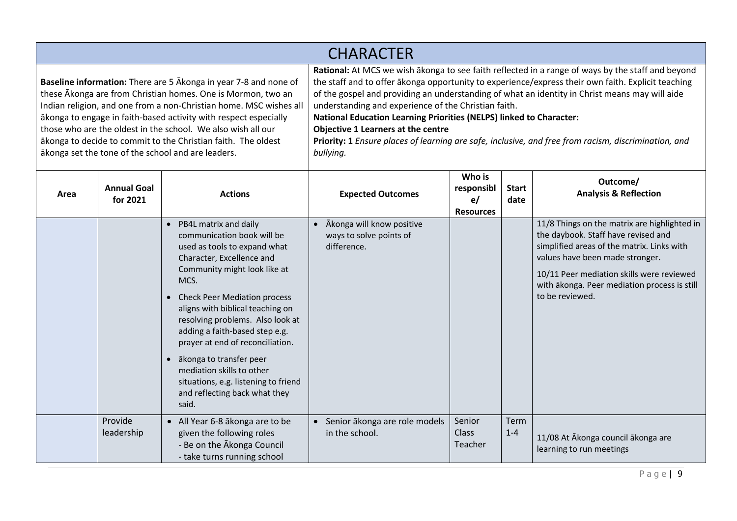# CHARACTER

**Baseline information:** There are 5 Ākonga in year 7-8 and none of these Ākonga are from Christian homes. One is Mormon, two an Indian religion, and one from a non-Christian home. MSC wishes all ākonga to engage in faith-based activity with respect especially those who are the oldest in the school. We also wish all our ākonga to decide to commit to the Christian faith. The oldest ākonga set the tone of the school and are leaders.

**Rational:** At MCS we wish ākonga to see faith reflected in a range of ways by the staff and beyond the staff and to offer ākonga opportunity to experience/express their own faith. Explicit teaching of the gospel and providing an understanding of what an identity in Christ means may will aide understanding and experience of the Christian faith.

**National Education Learning Priorities (NELPS) linked to Character:**

**Objective 1 Learners at the centre**

**Priority: 1** *Ensure places of learning are safe, inclusive, and free from racism, discrimination, and bullying.*

| Area | Annual Goal for 2021 | Actions | Expected Outcomes | Who is responsible/ Resources | Start date | Outcome/ Analysis & Reflection |
|---|---|---|---|---|---|---|
| | | • PB4L matrix and daily communication book will be used as tools to expand what Character, Excellence and Community might look like at MCS.<br>• Check Peer Mediation process aligns with biblical teaching on resolving problems. Also look at adding a faith-based step e.g. prayer at end of reconciliation.<br>• ākonga to transfer peer mediation skills to other situations, e.g. listening to friend and reflecting back what they said. | • Ākonga will know positive ways to solve points of difference. | | | 11/8 Things on the matrix are highlighted in the daybook. Staff have revised and simplified areas of the matrix. Links with values have been made stronger.<br>10/11 Peer mediation skills were reviewed with ākonga. Peer mediation process is still to be reviewed. |
| | Provide leadership | • All Year 6-8 ākonga are to be given the following roles<br>- Be on the Ākonga Council<br>- take turns running school | • Senior ākonga are role models in the school. | Senior Class Teacher | Term 1-4 | 11/08 At Ākonga council ākonga are learning to run meetings |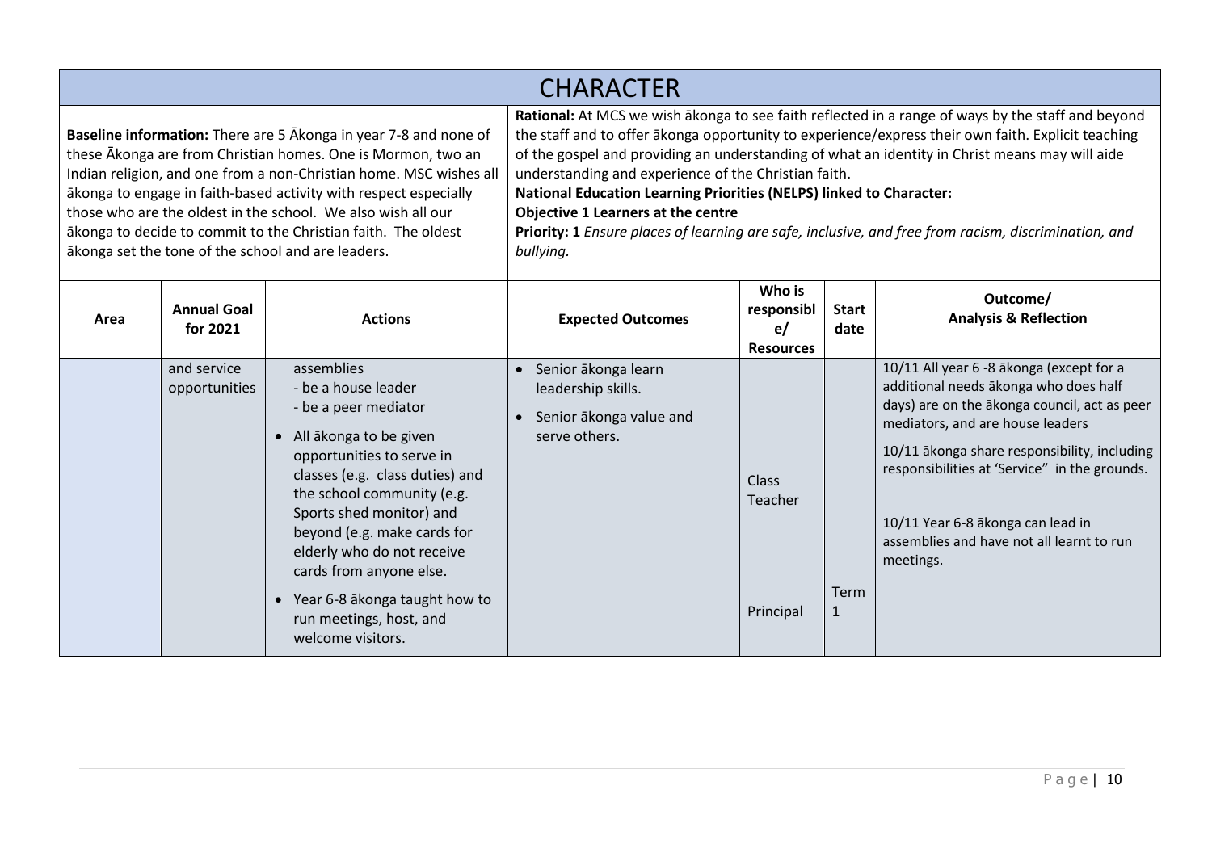# CHARACTER

**Baseline information:** There are 5 Ākonga in year 7-8 and none of these Ākonga are from Christian homes. One is Mormon, two an Indian religion, and one from a non-Christian home. MSC wishes all ākonga to engage in faith-based activity with respect especially those who are the oldest in the school. We also wish all our ākonga to decide to commit to the Christian faith. The oldest ākonga set the tone of the school and are leaders.

**Rational:** At MCS we wish ākonga to see faith reflected in a range of ways by the staff and beyond the staff and to offer ākonga opportunity to experience/express their own faith. Explicit teaching of the gospel and providing an understanding of what an identity in Christ means may will aide understanding and experience of the Christian faith.

**National Education Learning Priorities (NELPS) linked to Character:**

**Objective 1 Learners at the centre**

**Priority: 1** *Ensure places of learning are safe, inclusive, and free from racism, discrimination, and bullying.*

| Area | Annual Goal for 2021 | Actions | Expected Outcomes | Who is responsible/ Resources | Start date | Outcome/ Analysis & Reflection |
|---|---|---|---|---|---|---|
| | and service opportunities | assemblies<br>- be a house leader<br>- be a peer mediator<br>• All ākonga to be given opportunities to serve in classes (e.g. class duties) and the school community (e.g. Sports shed monitor) and beyond (e.g. make cards for elderly who do not receive cards from anyone else.<br>• Year 6-8 ākonga taught how to run meetings, host, and welcome visitors. | • Senior ākonga learn leadership skills.<br>• Senior ākonga value and serve others. | Class Teacher<br><br>Principal | Term 1 | 10/11 All year 6 -8 ākonga (except for a additional needs ākonga who does half days) are on the ākonga council, act as peer mediators, and are house leaders<br>10/11 ākonga share responsibility, including responsibilities at 'Service" in the grounds.<br>10/11 Year 6-8 ākonga can lead in assemblies and have not all learnt to run meetings. |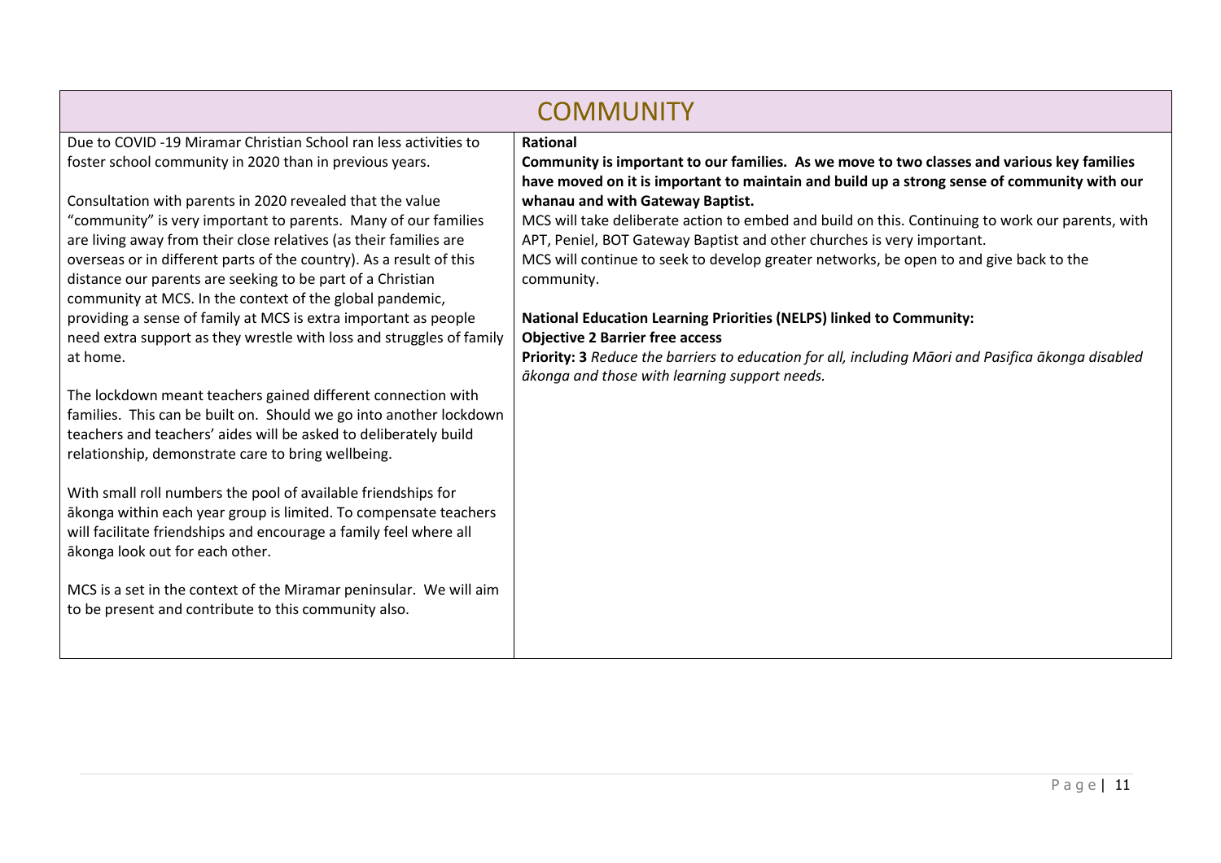# COMMUNITY

Due to COVID -19 Miramar Christian School ran less activities to foster school community in 2020 than in previous years.

Consultation with parents in 2020 revealed that the value "community" is very important to parents. Many of our families are living away from their close relatives (as their families are overseas or in different parts of the country). As a result of this distance our parents are seeking to be part of a Christian community at MCS. In the context of the global pandemic, providing a sense of family at MCS is extra important as people need extra support as they wrestle with loss and struggles of family at home.

The lockdown meant teachers gained different connection with families. This can be built on. Should we go into another lockdown teachers and teachers' aides will be asked to deliberately build relationship, demonstrate care to bring wellbeing.

With small roll numbers the pool of available friendships for ākonga within each year group is limited. To compensate teachers will facilitate friendships and encourage a family feel where all ākonga look out for each other.

MCS is a set in the context of the Miramar peninsular. We will aim to be present and contribute to this community also.

**Rational**

**Community is important to our families. As we move to two classes and various key families have moved on it is important to maintain and build up a strong sense of community with our whanau and with Gateway Baptist.**

MCS will take deliberate action to embed and build on this. Continuing to work our parents, with APT, Peniel, BOT Gateway Baptist and other churches is very important.

MCS will continue to seek to develop greater networks, be open to and give back to the community.

**National Education Learning Priorities (NELPS) linked to Community:**

**Objective 2 Barrier free access**

**Priority: 3** *Reduce the barriers to education for all, including Māori and Pasifica ākonga disabled ākonga and those with learning support needs.*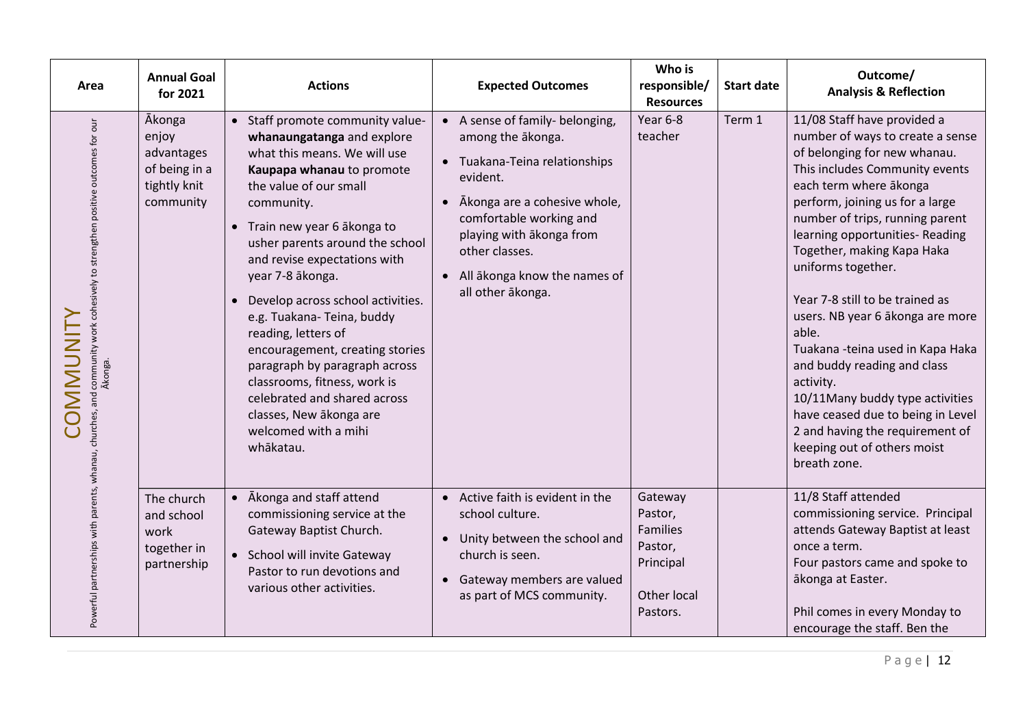| Area | Annual Goal for 2021 | Actions | Expected Outcomes | Who is responsible/ Resources | Start date | Outcome/ Analysis & Reflection |
|---|---|---|---|---|---|---|
| COMMUNITY<br>Powerful partnerships with parents, whanau, churches, and community work cohesively to strengthen positive outcomes for our Ākonga. | Ākonga enjoy advantages of being in a tightly knit community | • Staff promote community value- **whanaungatanga** and explore what this means. We will use **Kaupapa whanau** to promote the value of our small community.<br>• Train new year 6 ākonga to usher parents around the school and revise expectations with year 7-8 ākonga.<br>• Develop across school activities. e.g. Tuakana- Teina, buddy reading, letters of encouragement, creating stories paragraph by paragraph across classrooms, fitness, work is celebrated and shared across classes, New ākonga are welcomed with a mihi whākatau. | • A sense of family- belonging, among the ākonga.<br>• Tuakana-Teina relationships evident.<br>• Ākonga are a cohesive whole, comfortable working and playing with ākonga from other classes.<br>• All ākonga know the names of all other ākonga. | Year 6-8 teacher | Term 1 | 11/08 Staff have provided a number of ways to create a sense of belonging for new whanau. This includes Community events each term where ākonga perform, joining us for a large number of trips, running parent learning opportunities- Reading Together, making Kapa Haka uniforms together.<br><br>Year 7-8 still to be trained as users. NB year 6 ākonga are more able.<br>Tuakana -teina used in Kapa Haka and buddy reading and class activity.<br>10/11Many buddy type activities have ceased due to being in Level 2 and having the requirement of keeping out of others moist breath zone. |
| | The church and school work together in partnership | • Ākonga and staff attend commissioning service at the Gateway Baptist Church.<br>• School will invite Gateway Pastor to run devotions and various other activities. | • Active faith is evident in the school culture.<br>• Unity between the school and church is seen.<br>• Gateway members are valued as part of MCS community. | Gateway Pastor, Families Pastor, Principal<br><br>Other local Pastors. | | 11/8 Staff attended commissioning service. Principal attends Gateway Baptist at least once a term.<br>Four pastors came and spoke to ākonga at Easter.<br><br>Phil comes in every Monday to encourage the staff. Ben the |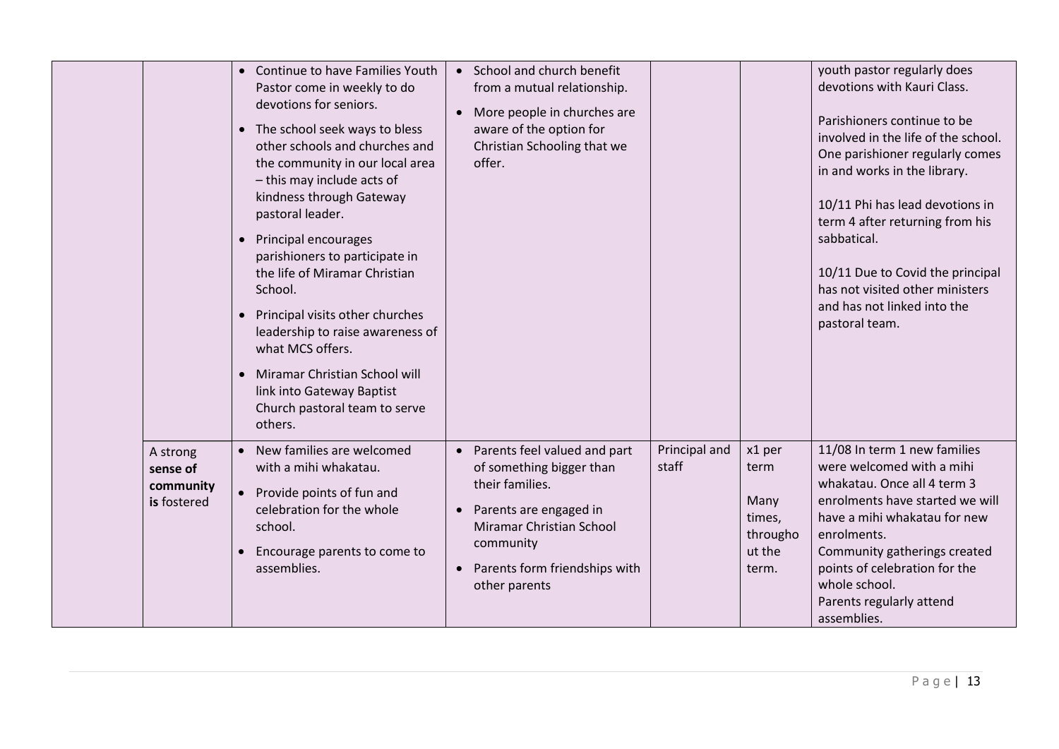| | | | | | | |
|---|---|---|---|---|---|---|
| | | • Continue to have Families Youth Pastor come in weekly to do devotions for seniors.<br>• The school seek ways to bless other schools and churches and the community in our local area – this may include acts of kindness through Gateway pastoral leader.<br>• Principal encourages parishioners to participate in the life of Miramar Christian School.<br>• Principal visits other churches leadership to raise awareness of what MCS offers.<br>• Miramar Christian School will link into Gateway Baptist Church pastoral team to serve others. | • School and church benefit from a mutual relationship.<br>• More people in churches are aware of the option for Christian Schooling that we offer. | | | youth pastor regularly does devotions with Kauri Class.<br><br>Parishioners continue to be involved in the life of the school. One parishioner regularly comes in and works in the library.<br><br>10/11 Phi has lead devotions in term 4 after returning from his sabbatical.<br><br>10/11 Due to Covid the principal has not visited other ministers and has not linked into the pastoral team. |
| | A strong **sense of community is** fostered | • New families are welcomed with a mihi whakatau.<br>• Provide points of fun and celebration for the whole school.<br>• Encourage parents to come to assemblies. | • Parents feel valued and part of something bigger than their families.<br>• Parents are engaged in Miramar Christian School community<br>• Parents form friendships with other parents | Principal and staff | x1 per term<br><br>Many times, throughout the term. | 11/08 In term 1 new families were welcomed with a mihi whakatau. Once all 4 term 3 enrolments have started we will have a mihi whakatau for new enrolments.<br>Community gatherings created points of celebration for the whole school.<br>Parents regularly attend assemblies. |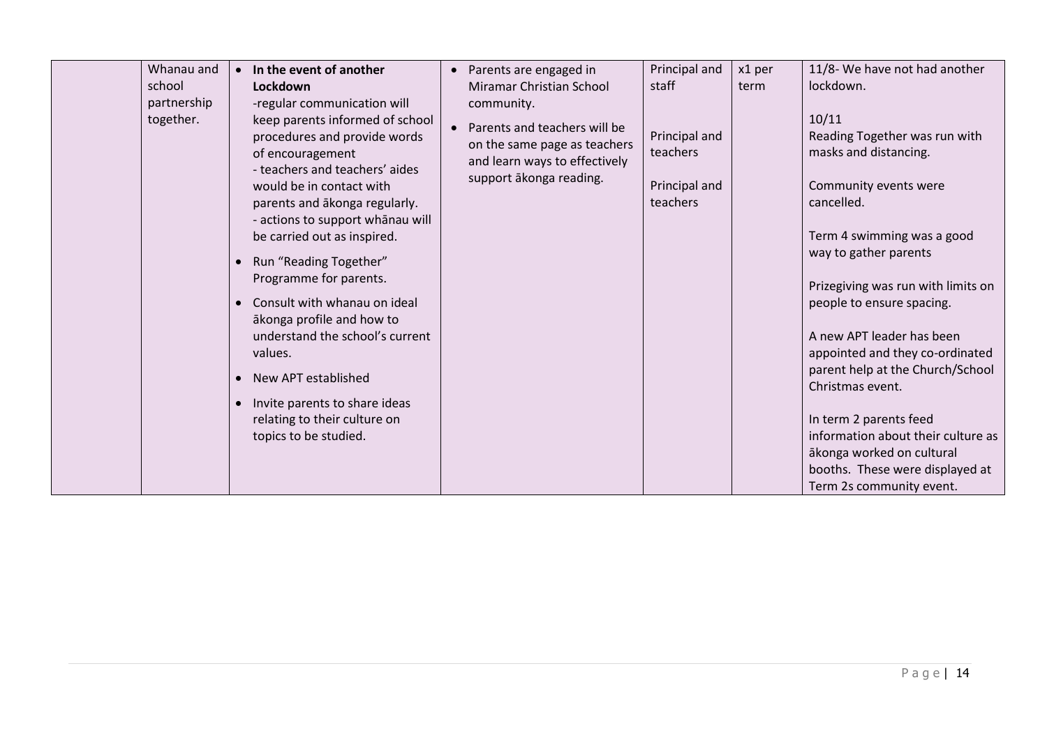| | | | | | | |
|---|---|---|---|---|---|---|
| | Whanau and school partnership together. | • **In the event of another Lockdown** -regular communication will keep parents informed of school procedures and provide words of encouragement - teachers and teachers' aides would be in contact with parents and ākonga regularly. - actions to support whānau will be carried out as inspired.<br>• Run "Reading Together" Programme for parents.<br>• Consult with whanau on ideal ākonga profile and how to understand the school's current values.<br>• New APT established<br>• Invite parents to share ideas relating to their culture on topics to be studied. | • Parents are engaged in Miramar Christian School community.<br>• Parents and teachers will be on the same page as teachers and learn ways to effectively support ākonga reading. | Principal and staff<br><br>Principal and teachers<br><br>Principal and teachers | x1 per term | 11/8- We have not had another lockdown.<br><br>10/11<br>Reading Together was run with masks and distancing.<br><br>Community events were cancelled.<br><br>Term 4 swimming was a good way to gather parents<br><br>Prizegiving was run with limits on people to ensure spacing.<br><br>A new APT leader has been appointed and they co-ordinated parent help at the Church/School Christmas event.<br><br>In term 2 parents feed information about their culture as ākonga worked on cultural booths. These were displayed at Term 2s community event. |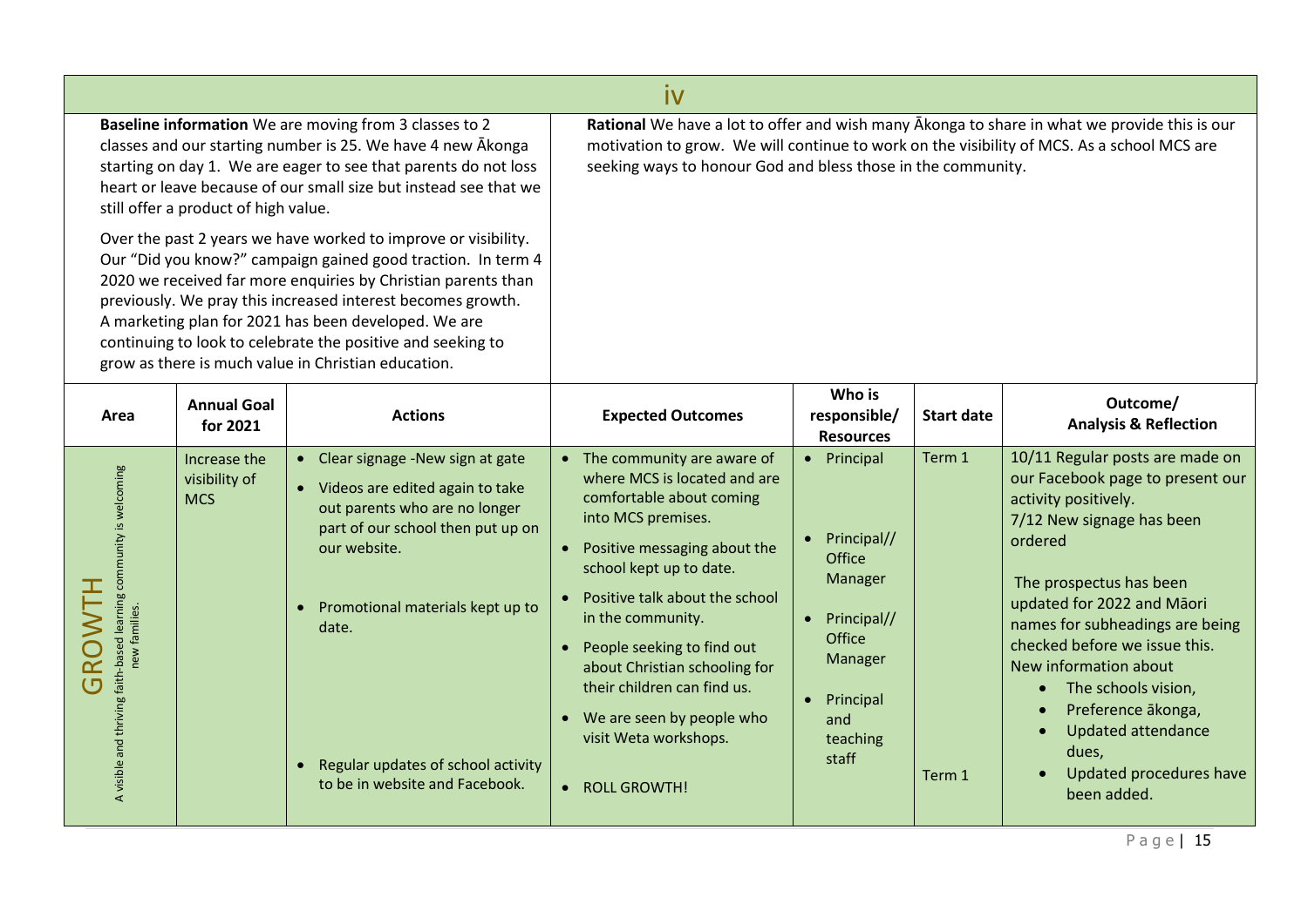## iv

**Baseline information** We are moving from 3 classes to 2 classes and our starting number is 25. We have 4 new Ākonga starting on day 1. We are eager to see that parents do not loss heart or leave because of our small size but instead see that we still offer a product of high value.

Over the past 2 years we have worked to improve or visibility. Our "Did you know?" campaign gained good traction. In term 4 2020 we received far more enquiries by Christian parents than previously. We pray this increased interest becomes growth. A marketing plan for 2021 has been developed. We are continuing to look to celebrate the positive and seeking to grow as there is much value in Christian education.

**Rational** We have a lot to offer and wish many Ākonga to share in what we provide this is our motivation to grow. We will continue to work on the visibility of MCS. As a school MCS are seeking ways to honour God and bless those in the community.

| Area | Annual Goal for 2021 | Actions | Expected Outcomes | Who is responsible/ Resources | Start date | Outcome/ Analysis & Reflection |
|---|---|---|---|---|---|---|
| GROWTH<br>A visible and thriving faith-based learning community is welcoming new families. | Increase the visibility of MCS | • Clear signage -New sign at gate<br>• Videos are edited again to take out parents who are no longer part of our school then put up on our website.<br>• Promotional materials kept up to date.<br>• Regular updates of school activity to be in website and Facebook. | • The community are aware of where MCS is located and are comfortable about coming into MCS premises.<br>• Positive messaging about the school kept up to date.<br>• Positive talk about the school in the community.<br>• People seeking to find out about Christian schooling for their children can find us.<br>• We are seen by people who visit Weta workshops.<br>• ROLL GROWTH! | • Principal<br>• Principal// Office Manager<br>• Principal// Office Manager<br>• Principal and teaching staff | Term 1<br><br>Term 1 | 10/11 Regular posts are made on our Facebook page to present our activity positively.<br>7/12 New signage has been ordered<br><br>The prospectus has been updated for 2022 and Māori names for subheadings are being checked before we issue this.<br>New information about<br>• The schools vision,<br>• Preference ākonga,<br>• Updated attendance dues,<br>• Updated procedures have been added. |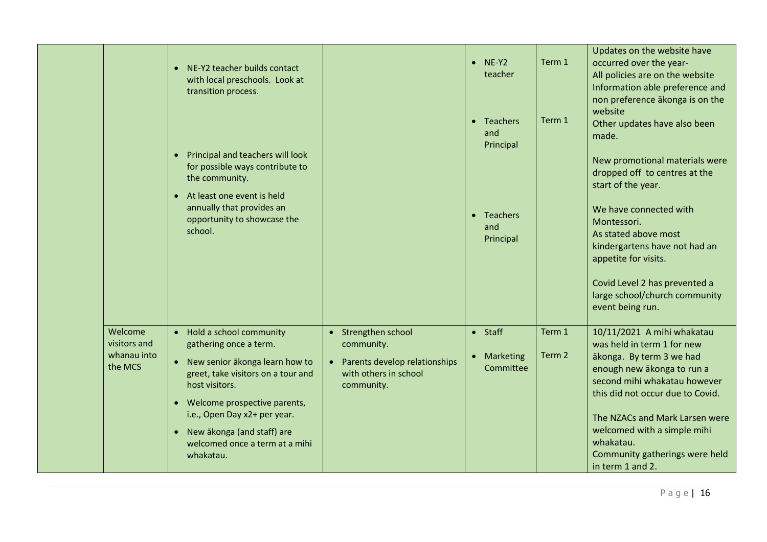| | | | | | | |
|---|---|---|---|---|---|---|
| | | • NE-Y2 teacher builds contact with local preschools. Look at transition process.<br><br>• Principal and teachers will look for possible ways contribute to the community.<br>• At least one event is held annually that provides an opportunity to showcase the school. | | • NE-Y2 teacher<br><br>• Teachers and Principal<br><br>• Teachers and Principal | Term 1<br><br>Term 1 | Updates on the website have occurred over the year-<br>All policies are on the website<br>Information able preference and non preference ākonga is on the website<br>Other updates have also been made.<br><br>New promotional materials were dropped off to centres at the start of the year.<br><br>We have connected with Montessori.<br>As stated above most kindergartens have not had an appetite for visits.<br><br>Covid Level 2 has prevented a large school/church community event being run. |
| | Welcome visitors and whanau into the MCS | • Hold a school community gathering once a term.<br>• New senior ākonga learn how to greet, take visitors on a tour and host visitors.<br>• Welcome prospective parents, i.e., Open Day x2+ per year.<br>• New ākonga (and staff) are welcomed once a term at a mihi whakatau. | • Strengthen school community.<br>• Parents develop relationships with others in school community. | • Staff<br>• Marketing Committee | Term 1<br>Term 2 | 10/11/2021 A mihi whakatau was held in term 1 for new ākonga. By term 3 we had enough new ākonga to run a second mihi whakatau however this did not occur due to Covid.<br><br>The NZACs and Mark Larsen were welcomed with a simple mihi whakatau.<br>Community gatherings were held in term 1 and 2. |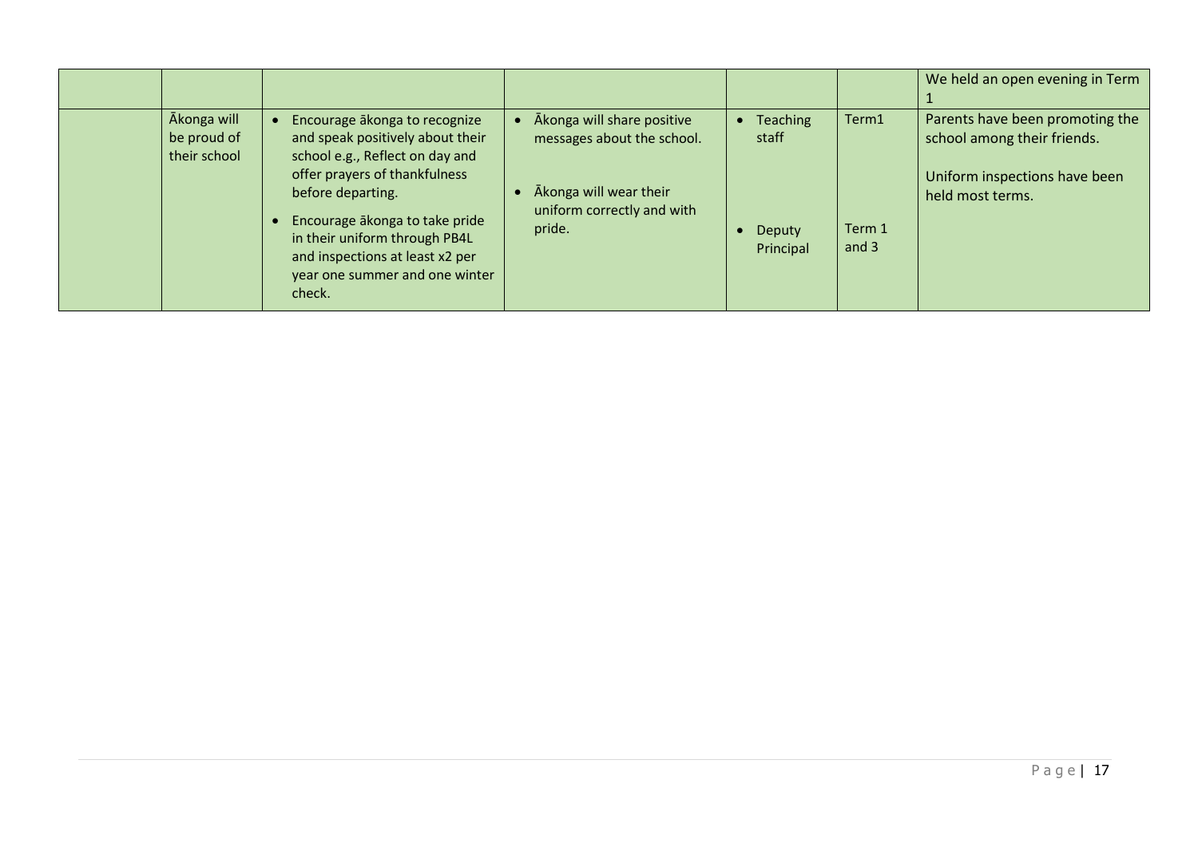| | | | | | | |
|---|---|---|---|---|---|---|
| | | | | | | We held an open evening in Term 1 |
| | Ākonga will be proud of their school | • Encourage ākonga to recognize and speak positively about their school e.g., Reflect on day and offer prayers of thankfulness before departing.<br>• Encourage ākonga to take pride in their uniform through PB4L and inspections at least x2 per year one summer and one winter check. | • Ākonga will share positive messages about the school.<br>• Ākonga will wear their uniform correctly and with pride. | • Teaching staff<br>• Deputy Principal | Term1<br>Term 1 and 3 | Parents have been promoting the school among their friends.<br>Uniform inspections have been held most terms. |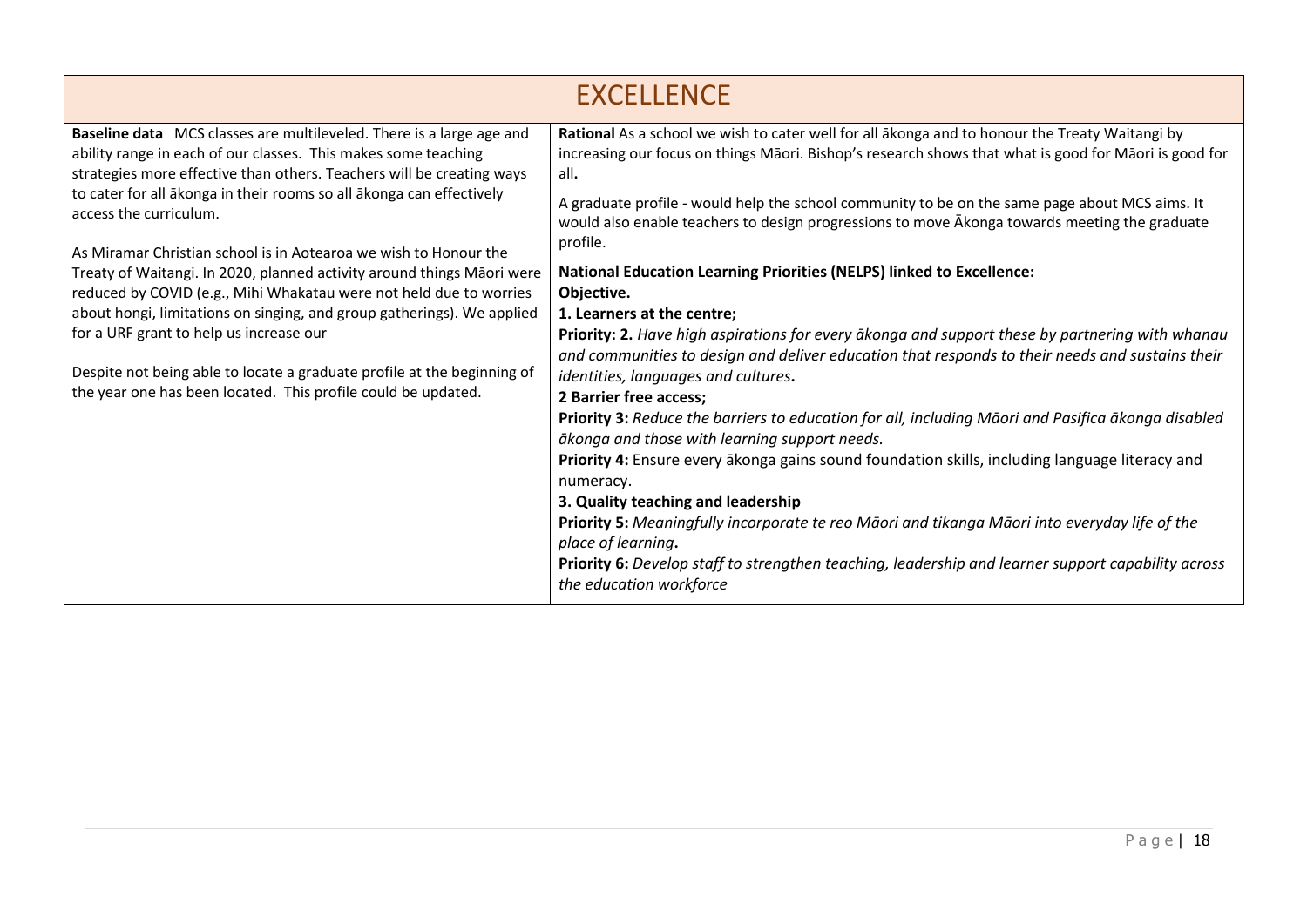# EXCELLENCE

| **Baseline data** MCS classes are multileveled. There is a large age and ability range in each of our classes. This makes some teaching strategies more effective than others. Teachers will be creating ways to cater for all ākonga in their rooms so all ākonga can effectively access the curriculum.<br><br>As Miramar Christian school is in Aotearoa we wish to Honour the Treaty of Waitangi. In 2020, planned activity around things Māori were reduced by COVID (e.g., Mihi Whakatau were not held due to worries about hongi, limitations on singing, and group gatherings). We applied for a URF grant to help us increase our<br><br>Despite not being able to locate a graduate profile at the beginning of the year one has been located. This profile could be updated. | **Rational** As a school we wish to cater well for all ākonga and to honour the Treaty Waitangi by increasing our focus on things Māori. Bishop's research shows that what is good for Māori is good for all**.**<br><br>A graduate profile - would help the school community to be on the same page about MCS aims. It would also enable teachers to design progressions to move Ākonga towards meeting the graduate profile.<br><br>**National Education Learning Priorities (NELPS) linked to Excellence:**<br>**Objective.**<br>**1. Learners at the centre;**<br>**Priority: 2.** *Have high aspirations for every ākonga and support these by partnering with whanau and communities to design and deliver education that responds to their needs and sustains their identities, languages and cultures***.**<br>**2 Barrier free access;**<br>**Priority 3:** *Reduce the barriers to education for all, including Māori and Pasifica ākonga disabled ākonga and those with learning support needs.*<br>**Priority 4:** Ensure every ākonga gains sound foundation skills, including language literacy and numeracy.<br>**3. Quality teaching and leadership**<br>**Priority 5:** *Meaningfully incorporate te reo Māori and tikanga Māori into everyday life of the place of learning***.**<br>**Priority 6:** *Develop staff to strengthen teaching, leadership and learner support capability across the education workforce* |
|---|---|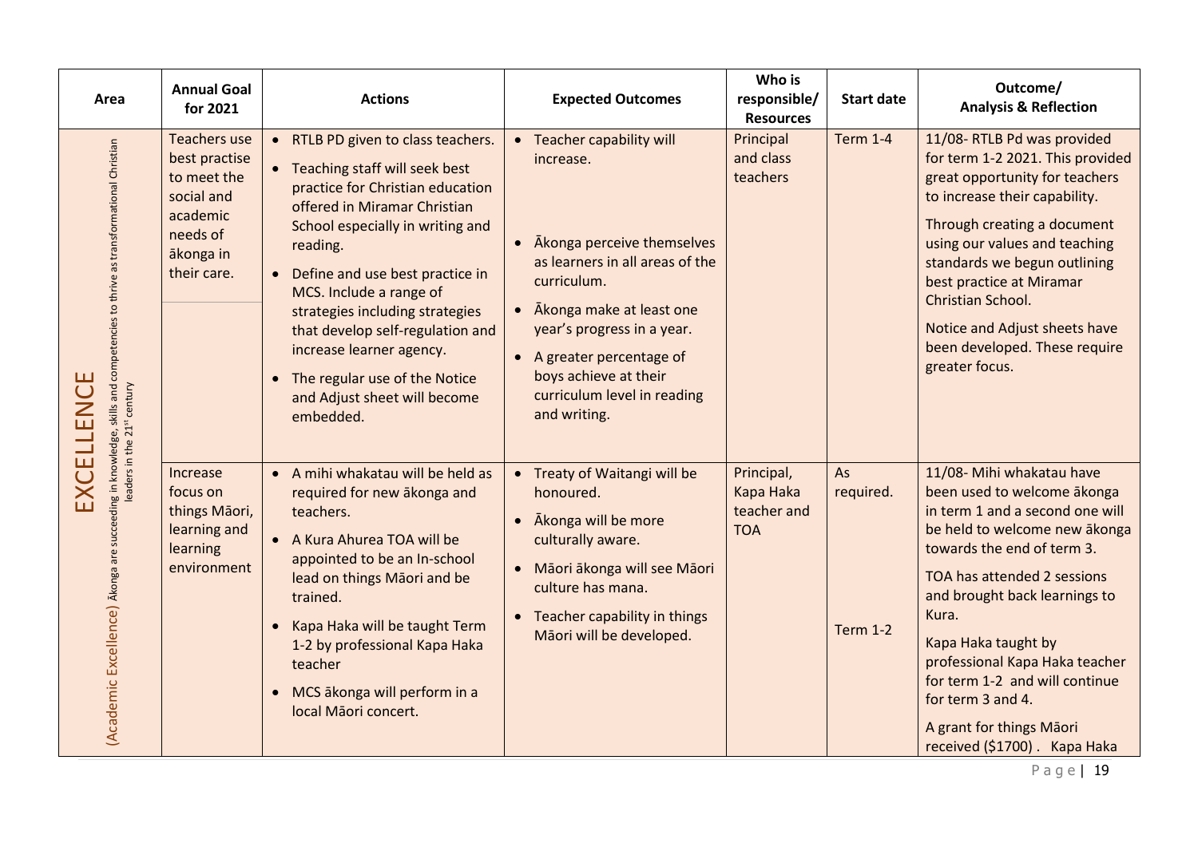| Area | Annual Goal for 2021 | Actions | Expected Outcomes | Who is responsible/ Resources | Start date | Outcome/ Analysis & Reflection |
|---|---|---|---|---|---|---|
| EXCELLENCE (Academic Excellence) Ākonga are succeeding in knowledge, skills and competencies to thrive as transformational Christian leaders in the 21st century | Teachers use best practise to meet the social and academic needs of ākonga in their care. | • RTLB PD given to class teachers.<br>• Teaching staff will seek best practice for Christian education offered in Miramar Christian School especially in writing and reading.<br>• Define and use best practice in MCS. Include a range of strategies including strategies that develop self-regulation and increase learner agency.<br>• The regular use of the Notice and Adjust sheet will become embedded. | • Teacher capability will increase.<br>• Ākonga perceive themselves as learners in all areas of the curriculum.<br>• Ākonga make at least one year's progress in a year.<br>• A greater percentage of boys achieve at their curriculum level in reading and writing. | Principal and class teachers | Term 1-4 | 11/08- RTLB Pd was provided for term 1-2 2021. This provided great opportunity for teachers to increase their capability.<br>Through creating a document using our values and teaching standards we begun outlining best practice at Miramar Christian School.<br>Notice and Adjust sheets have been developed. These require greater focus. |
| | Increase focus on things Māori, learning and learning environment | • A mihi whakatau will be held as required for new ākonga and teachers.<br>• A Kura Ahurea TOA will be appointed to be an In-school lead on things Māori and be trained.<br>• Kapa Haka will be taught Term 1-2 by professional Kapa Haka teacher<br>• MCS ākonga will perform in a local Māori concert. | • Treaty of Waitangi will be honoured.<br>• Ākonga will be more culturally aware.<br>• Māori ākonga will see Māori culture has mana.<br>• Teacher capability in things Māori will be developed. | Principal, Kapa Haka teacher and TOA | As required.<br><br>Term 1-2 | 11/08- Mihi whakatau have been used to welcome ākonga in term 1 and a second one will be held to welcome new ākonga towards the end of term 3.<br>TOA has attended 2 sessions and brought back learnings to Kura.<br>Kapa Haka taught by professional Kapa Haka teacher for term 1-2 and will continue for term 3 and 4.<br>A grant for things Māori received ($1700). Kapa Haka |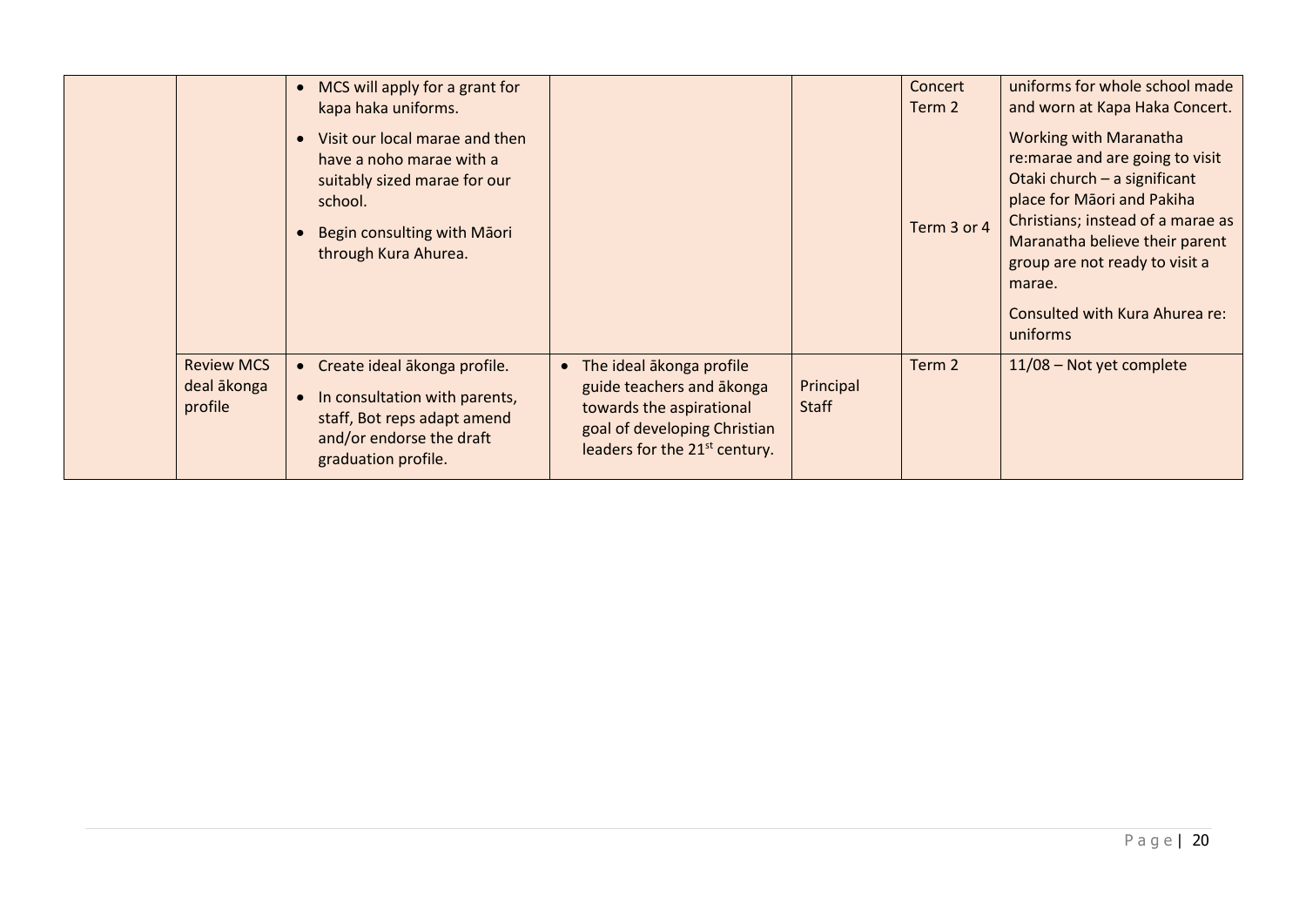| | | | | | | |
|---|---|---|---|---|---|---|
| | | • MCS will apply for a grant for kapa haka uniforms.<br>• Visit our local marae and then have a noho marae with a suitably sized marae for our school.<br>• Begin consulting with Māori through Kura Ahurea. | | | Concert Term 2<br><br>Term 3 or 4 | uniforms for whole school made and worn at Kapa Haka Concert.<br>Working with Maranatha re:marae and are going to visit Otaki church – a significant place for Māori and Pakiha Christians; instead of a marae as Maranatha believe their parent group are not ready to visit a marae.<br>Consulted with Kura Ahurea re: uniforms |
| | Review MCS deal ākonga profile | • Create ideal ākonga profile.<br>• In consultation with parents, staff, Bot reps adapt amend and/or endorse the draft graduation profile. | • The ideal ākonga profile guide teachers and ākonga towards the aspirational goal of developing Christian leaders for the 21st century. | Principal Staff | Term 2 | 11/08 – Not yet complete |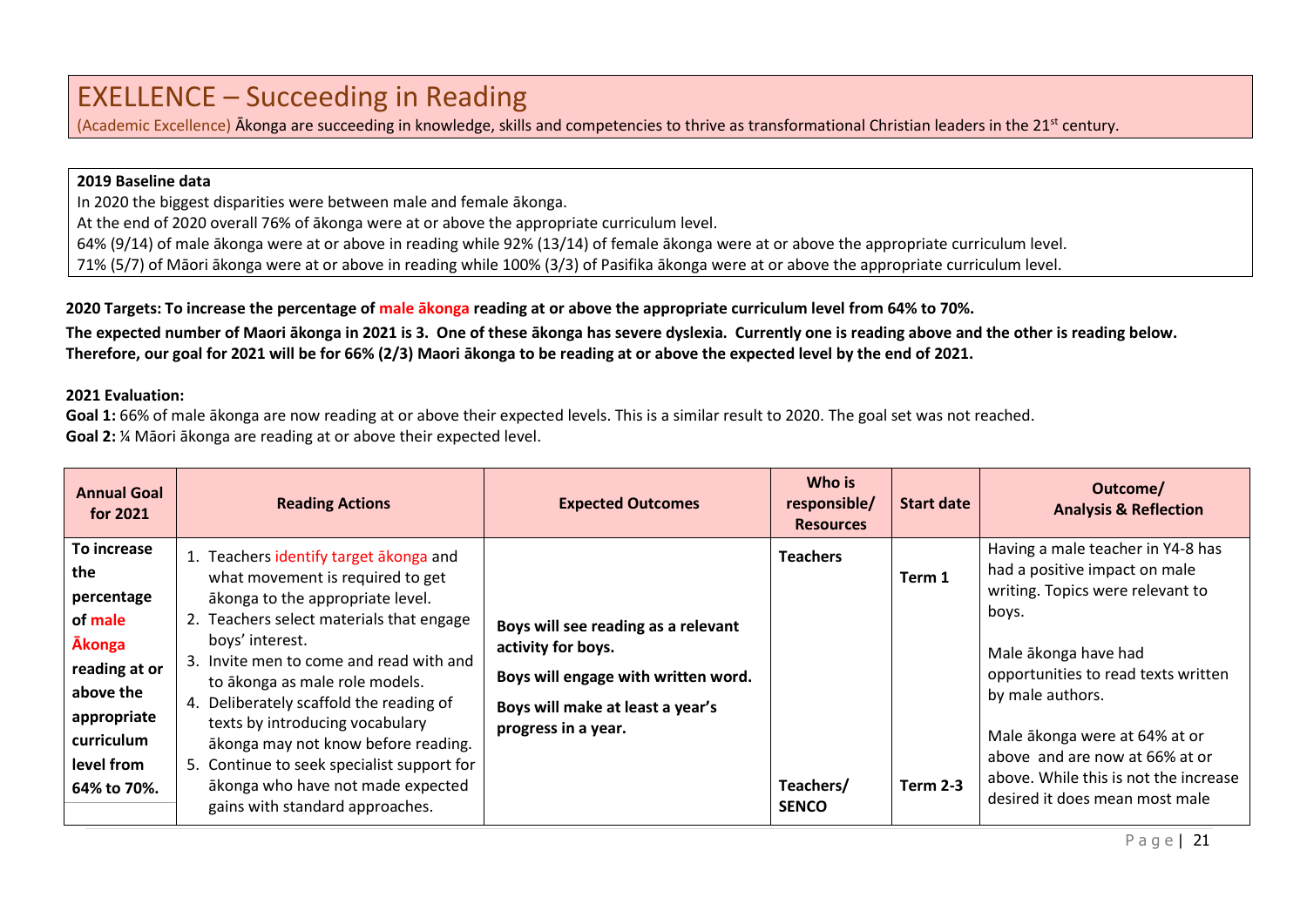# EXELLENCE – Succeeding in Reading

(Academic Excellence) Ākonga are succeeding in knowledge, skills and competencies to thrive as transformational Christian leaders in the 21st century.

**2019 Baseline data**

In 2020 the biggest disparities were between male and female ākonga.

At the end of 2020 overall 76% of ākonga were at or above the appropriate curriculum level.

64% (9/14) of male ākonga were at or above in reading while 92% (13/14) of female ākonga were at or above the appropriate curriculum level.

71% (5/7) of Māori ākonga were at or above in reading while 100% (3/3) of Pasifika ākonga were at or above the appropriate curriculum level.

**2020 Targets: To increase the percentage of male ākonga reading at or above the appropriate curriculum level from 64% to 70%.**

**The expected number of Maori ākonga in 2021 is 3. One of these ākonga has severe dyslexia. Currently one is reading above and the other is reading below. Therefore, our goal for 2021 will be for 66% (2/3) Maori ākonga to be reading at or above the expected level by the end of 2021.**

**2021 Evaluation:**

**Goal 1:** 66% of male ākonga are now reading at or above their expected levels. This is a similar result to 2020. The goal set was not reached.

**Goal 2:** ¼ Māori ākonga are reading at or above their expected level.

| Annual Goal for 2021 | Reading Actions | Expected Outcomes | Who is responsible/ Resources | Start date | Outcome/ Analysis & Reflection |
|---|---|---|---|---|---|
| **To increase the percentage of male Ākonga reading at or above the appropriate curriculum level from 64% to 70%.** | 1. Teachers identify target ākonga and what movement is required to get ākonga to the appropriate level.<br>2. Teachers select materials that engage boys' interest.<br>3. Invite men to come and read with and to ākonga as male role models.<br>4. Deliberately scaffold the reading of texts by introducing vocabulary ākonga may not know before reading.<br>5. Continue to seek specialist support for ākonga who have not made expected gains with standard approaches. | **Boys will see reading as a relevant activity for boys.**<br>**Boys will engage with written word.**<br>**Boys will make at least a year's progress in a year.** | **Teachers**<br><br>**Teachers/ SENCO** | **Term 1**<br><br>**Term 2-3** | Having a male teacher in Y4-8 has had a positive impact on male writing. Topics were relevant to boys.<br><br>Male ākonga have had opportunities to read texts written by male authors.<br><br>Male ākonga were at 64% at or above and are now at 66% at or above. While this is not the increase desired it does mean most male |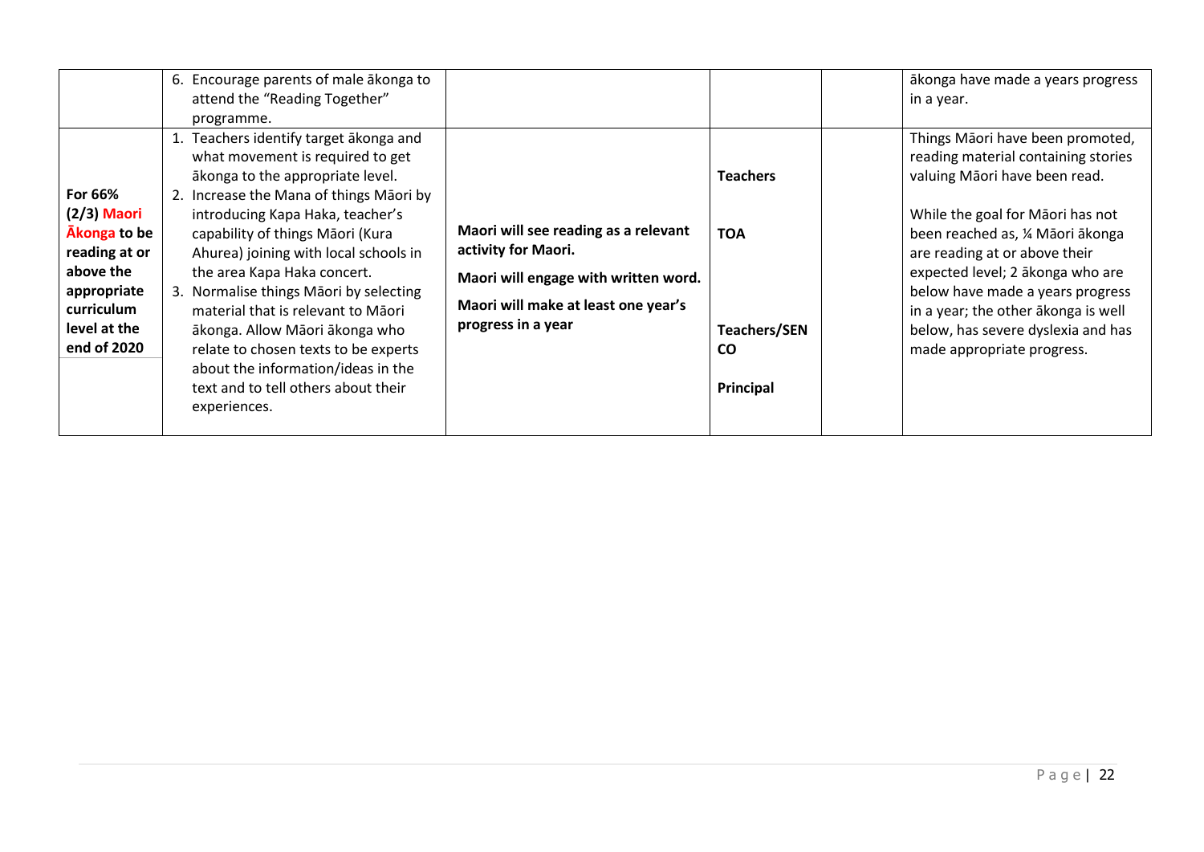| | | | | | |
|---|---|---|---|---|---|
| | 6. Encourage parents of male ākonga to attend the "Reading Together" programme. | | | | ākonga have made a years progress in a year. |
| **For 66% (2/3) Maori Ākonga to be reading at or above the appropriate curriculum level at the end of 2020** | 1. Teachers identify target ākonga and what movement is required to get ākonga to the appropriate level.<br>2. Increase the Mana of things Māori by introducing Kapa Haka, teacher's capability of things Māori (Kura Ahurea) joining with local schools in the area Kapa Haka concert.<br>3. Normalise things Māori by selecting material that is relevant to Māori ākonga. Allow Māori ākonga who relate to chosen texts to be experts about the information/ideas in the text and to tell others about their experiences. | **Maori will see reading as a relevant activity for Maori.**<br><br>**Maori will engage with written word.**<br><br>**Maori will make at least one year's progress in a year** | **Teachers**<br><br>**TOA**<br><br>**Teachers/SENCO**<br><br>**Principal** | | Things Māori have been promoted, reading material containing stories valuing Māori have been read.<br><br>While the goal for Māori has not been reached as, ¼ Māori ākonga are reading at or above their expected level; 2 ākonga who are below have made a years progress in a year; the other ākonga is well below, has severe dyslexia and has made appropriate progress. |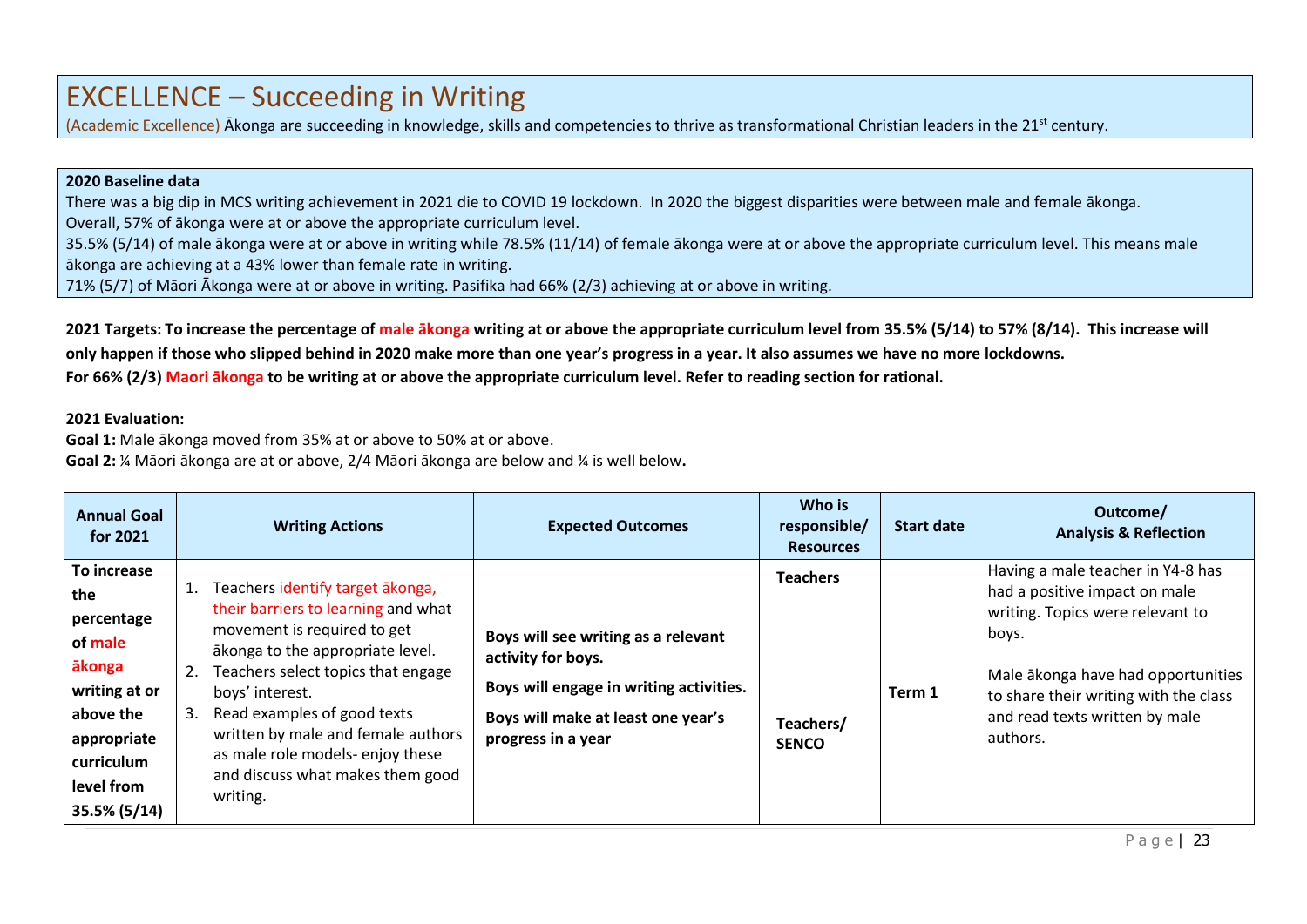# EXCELLENCE – Succeeding in Writing

(Academic Excellence) Ākonga are succeeding in knowledge, skills and competencies to thrive as transformational Christian leaders in the 21st century.

**2020 Baseline data**

There was a big dip in MCS writing achievement in 2021 die to COVID 19 lockdown. In 2020 the biggest disparities were between male and female ākonga.

Overall, 57% of ākonga were at or above the appropriate curriculum level.

35.5% (5/14) of male ākonga were at or above in writing while 78.5% (11/14) of female ākonga were at or above the appropriate curriculum level. This means male ākonga are achieving at a 43% lower than female rate in writing.

71% (5/7) of Māori Ākonga were at or above in writing. Pasifika had 66% (2/3) achieving at or above in writing.

**2021 Targets: To increase the percentage of male ākonga writing at or above the appropriate curriculum level from 35.5% (5/14) to 57% (8/14). This increase will only happen if those who slipped behind in 2020 make more than one year's progress in a year. It also assumes we have no more lockdowns.**

**For 66% (2/3) Maori ākonga to be writing at or above the appropriate curriculum level. Refer to reading section for rational.**

**2021 Evaluation:**

**Goal 1:** Male ākonga moved from 35% at or above to 50% at or above.

**Goal 2:** ¼ Māori ākonga are at or above, 2/4 Māori ākonga are below and ¼ is well below**.**

| Annual Goal for 2021 | Writing Actions | Expected Outcomes | Who is responsible/ Resources | Start date | Outcome/ Analysis & Reflection |
|---|---|---|---|---|---|
| **To increase the percentage of male ākonga writing at or above the appropriate curriculum level from 35.5% (5/14)** | 1. Teachers identify target ākonga, their barriers to learning and what movement is required to get ākonga to the appropriate level.<br>2. Teachers select topics that engage boys' interest.<br>3. Read examples of good texts written by male and female authors as male role models- enjoy these and discuss what makes them good writing. | **Boys will see writing as a relevant activity for boys.**<br>**Boys will engage in writing activities.**<br>**Boys will make at least one year's progress in a year** | **Teachers**<br><br>**Teachers/ SENCO** | **Term 1** | Having a male teacher in Y4-8 has had a positive impact on male writing. Topics were relevant to boys.<br><br>Male ākonga have had opportunities to share their writing with the class and read texts written by male authors. |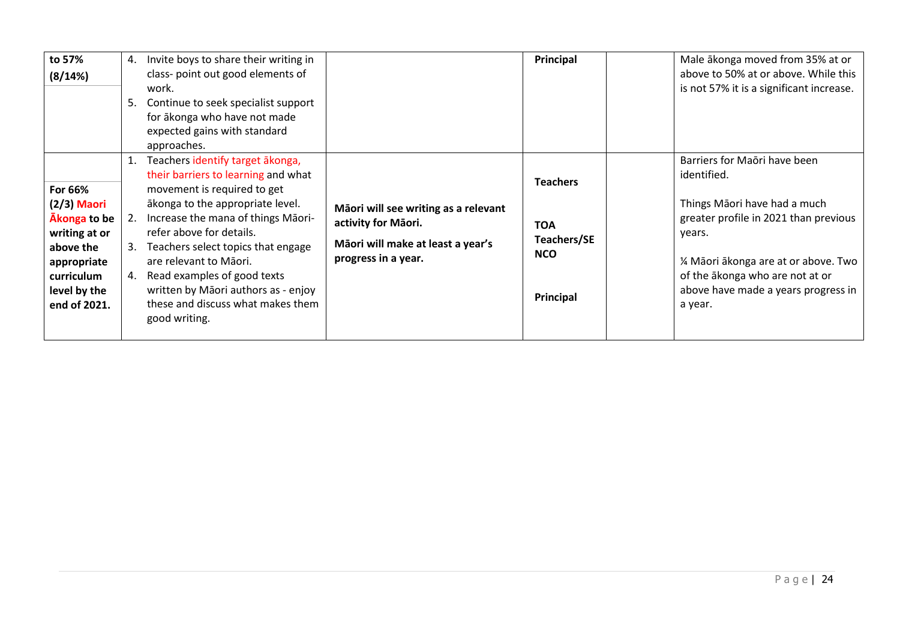| to 57% (8/14%) | 4. Invite boys to share their writing in class- point out good elements of work.<br>5. Continue to seek specialist support for ākonga who have not made expected gains with standard approaches. | | **Principal** | | Male ākonga moved from 35% at or above to 50% at or above. While this is not 57% it is a significant increase. |
|---|---|---|---|---|---|
| **For 66% (2/3) Maori Ākonga to be writing at or above the appropriate curriculum level by the end of 2021.** | 1. Teachers identify target ākonga, their barriers to learning and what movement is required to get ākonga to the appropriate level.<br>2. Increase the mana of things Māori- refer above for details.<br>3. Teachers select topics that engage are relevant to Māori.<br>4. Read examples of good texts written by Māori authors as - enjoy these and discuss what makes them good writing. | **Māori will see writing as a relevant activity for Māori.**<br><br>**Māori will make at least a year's progress in a year.** | **Teachers**<br><br>**TOA Teachers/SE NCO**<br><br>**Principal** | | Barriers for Maōri have been identified.<br><br>Things Māori have had a much greater profile in 2021 than previous years.<br><br>¼ Māori ākonga are at or above. Two of the ākonga who are not at or above have made a years progress in a year. |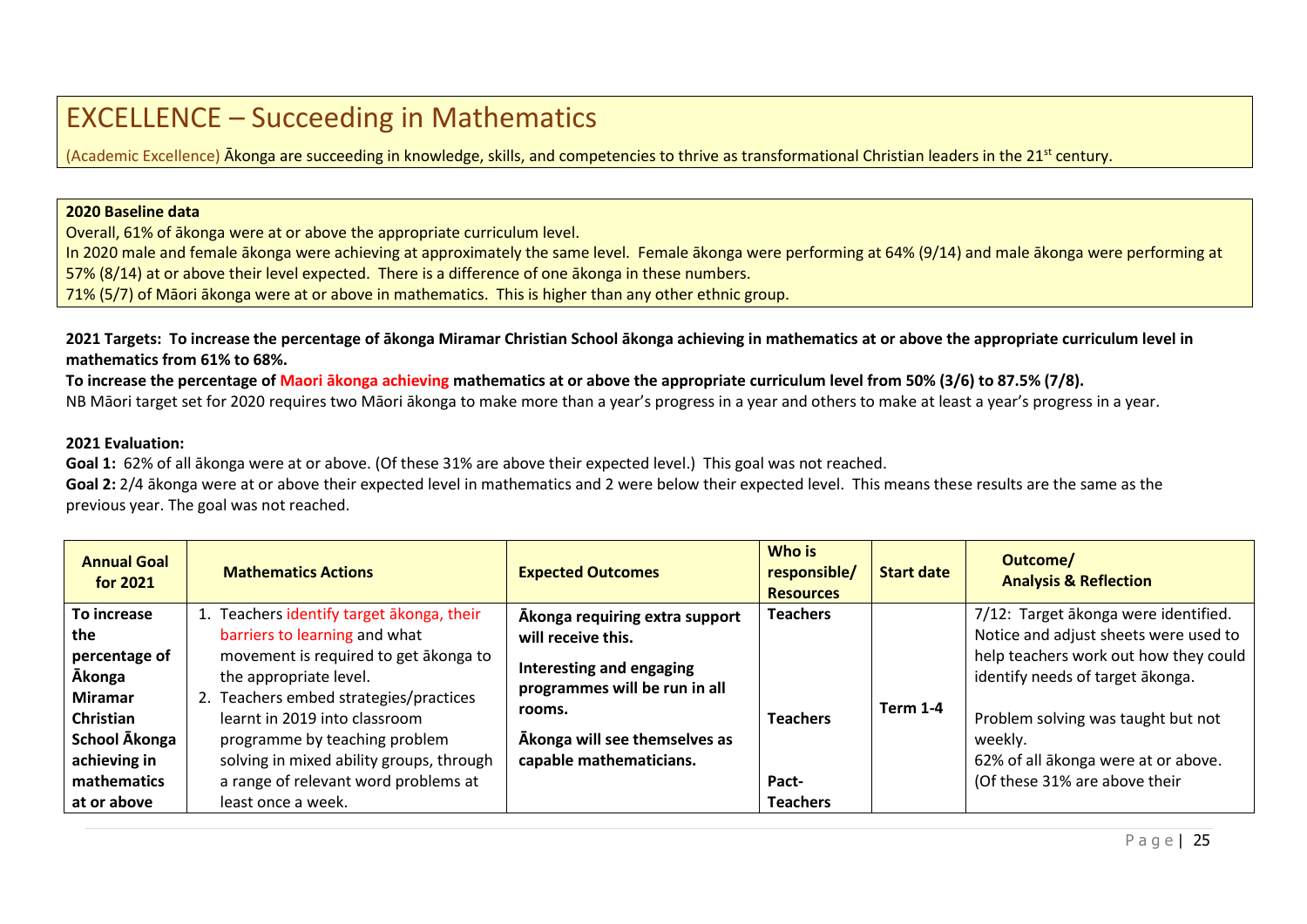# EXCELLENCE – Succeeding in Mathematics

(Academic Excellence) Ākonga are succeeding in knowledge, skills, and competencies to thrive as transformational Christian leaders in the 21st century.

**2020 Baseline data**

Overall, 61% of ākonga were at or above the appropriate curriculum level.

In 2020 male and female ākonga were achieving at approximately the same level. Female ākonga were performing at 64% (9/14) and male ākonga were performing at 57% (8/14) at or above their level expected. There is a difference of one ākonga in these numbers.

71% (5/7) of Māori ākonga were at or above in mathematics. This is higher than any other ethnic group.

**2021 Targets: To increase the percentage of ākonga Miramar Christian School ākonga achieving in mathematics at or above the appropriate curriculum level in mathematics from 61% to 68%.**

**To increase the percentage of Maori ākonga achieving mathematics at or above the appropriate curriculum level from 50% (3/6) to 87.5% (7/8).**

NB Māori target set for 2020 requires two Māori ākonga to make more than a year's progress in a year and others to make at least a year's progress in a year.

**2021 Evaluation:**

**Goal 1:** 62% of all ākonga were at or above. (Of these 31% are above their expected level.) This goal was not reached.

**Goal 2:** 2/4 ākonga were at or above their expected level in mathematics and 2 were below their expected level. This means these results are the same as the previous year. The goal was not reached.

| Annual Goal for 2021 | Mathematics Actions | Expected Outcomes | Who is responsible/ Resources | Start date | Outcome/ Analysis & Reflection |
|---|---|---|---|---|---|
| **To increase the percentage of Ākonga Miramar Christian School Ākonga achieving in mathematics at or above** | 1. Teachers identify target ākonga, their barriers to learning and what movement is required to get ākonga to the appropriate level.<br>2. Teachers embed strategies/practices learnt in 2019 into classroom programme by teaching problem solving in mixed ability groups, through a range of relevant word problems at least once a week. | **Ākonga requiring extra support will receive this.**<br>**Interesting and engaging programmes will be run in all rooms.**<br>**Ākonga will see themselves as capable mathematicians.** | **Teachers**<br>**Teachers**<br>**Pact-Teachers** | **Term 1-4** | 7/12: Target ākonga were identified. Notice and adjust sheets were used to help teachers work out how they could identify needs of target ākonga.<br>Problem solving was taught but not weekly.<br>62% of all ākonga were at or above. (Of these 31% are above their |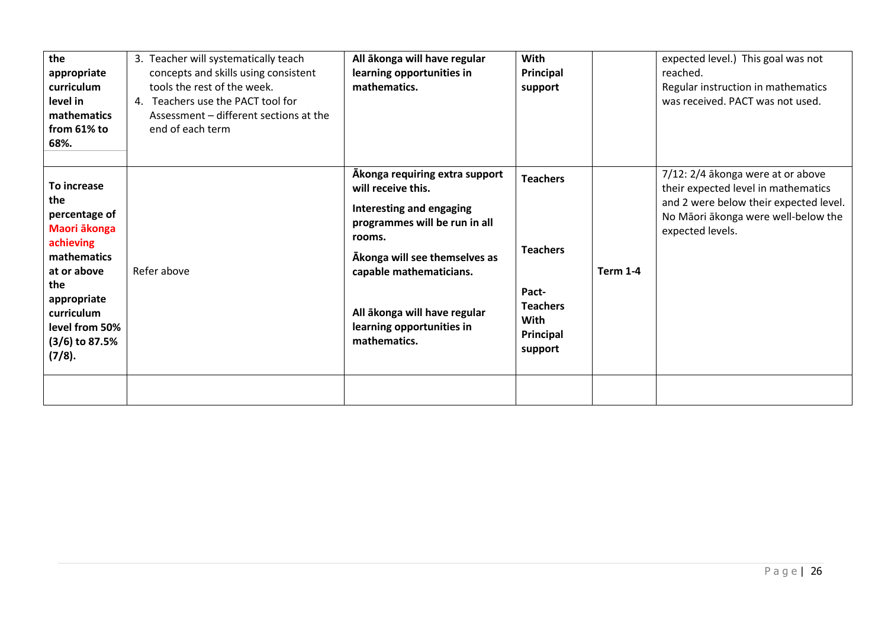| | | | | | |
|---|---|---|---|---|---|
| **the appropriate curriculum level in mathematics from 61% to 68%.** | 3. Teacher will systematically teach concepts and skills using consistent tools the rest of the week.<br>4. Teachers use the PACT tool for Assessment – different sections at the end of each term | **All ākonga will have regular learning opportunities in mathematics.** | **With Principal support** | | expected level.) This goal was not reached.<br>Regular instruction in mathematics was received. PACT was not used. |
| **To increase the percentage of Maori ākonga achieving mathematics at or above the appropriate curriculum level from 50% (3/6) to 87.5% (7/8).** | Refer above | **Ākonga requiring extra support will receive this.**<br>**Interesting and engaging programmes will be run in all rooms.**<br>**Ākonga will see themselves as capable mathematicians.**<br>**All ākonga will have regular learning opportunities in mathematics.** | **Teachers**<br>**Teachers**<br>**Pact-Teachers With Principal support** | **Term 1-4** | 7/12: 2/4 ākonga were at or above their expected level in mathematics and 2 were below their expected level. No Māori ākonga were well-below the expected levels. |
| | | | | | |